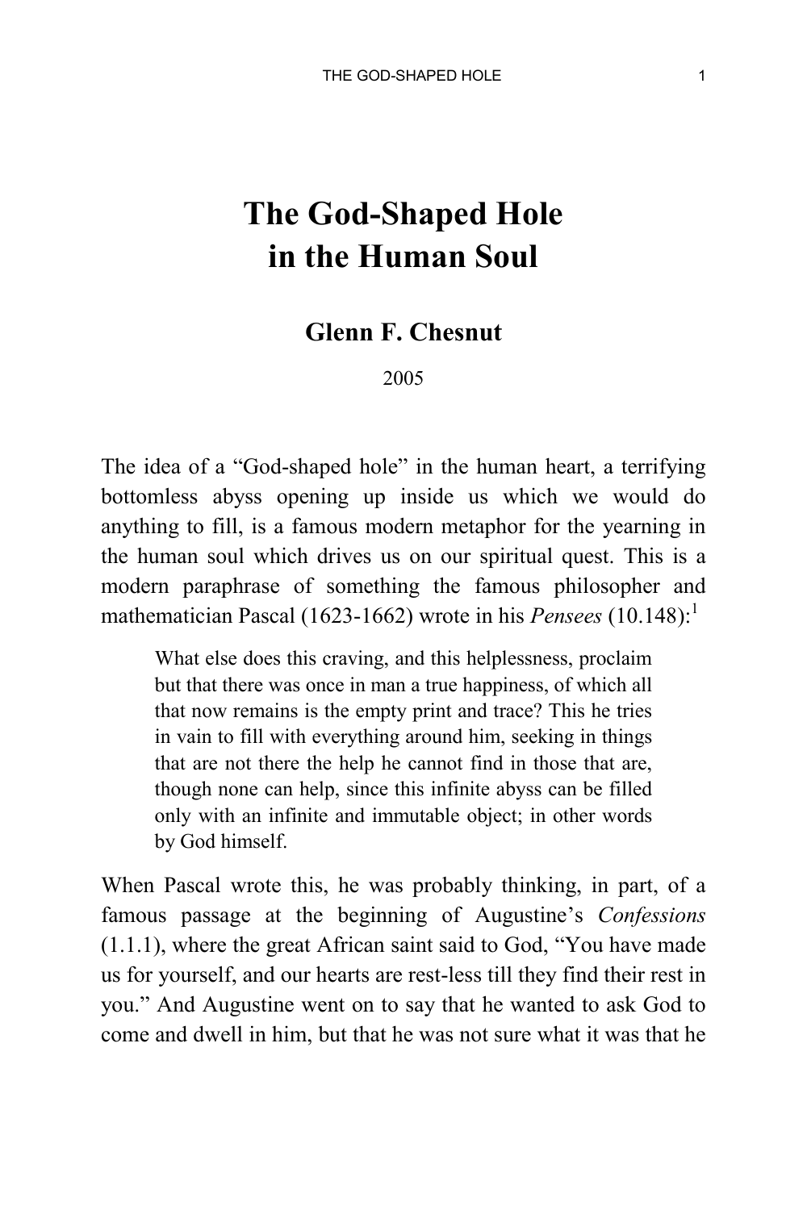# The God-Shaped Hole in the Human Soul

**Glenn F. Chesnut**

2005

The idea of a "God-shaped hole" in the human heart, a terrifying bottomless abyss opening up inside us which we would do anything to fill, is a famous modern metaphor for the yearning in the human soul which drives us on our spiritual quest. This is a modern paraphrase of something the famous philosopher and mathematician Pascal (1623-1662) wrote in his *Pensees* (10.148):[1]

> What else does this craving, and this helplessness, proclaim but that there was once in man a true happiness, of which all that now remains is the empty print and trace? This he tries in vain to fill with everything around him, seeking in things that are not there the help he cannot find in those that are, though none can help, since this infinite abyss can be filled only with an infinite and immutable object; in other words by God himself.

When Pascal wrote this, he was probably thinking, in part, of a famous passage at the beginning of Augustine's *Confessions* (1.1.1), where the great African saint said to God, "You have made us for yourself, and our hearts are rest-less till they find their rest in you." And Augustine went on to say that he wanted to ask God to come and dwell in him, but that he was not sure what it was that he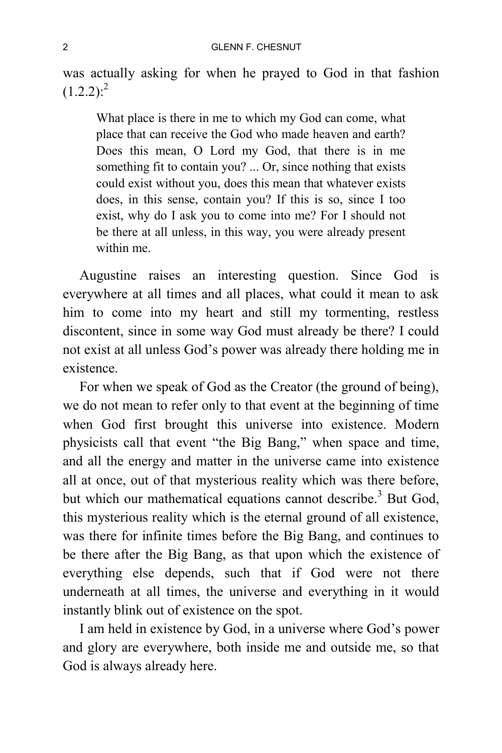was actually asking for when he prayed to God in that fashion (1.2.2):[2]

> What place is there in me to which my God can come, what place that can receive the God who made heaven and earth? Does this mean, O Lord my God, that there is in me something fit to contain you? ... Or, since nothing that exists could exist without you, does this mean that whatever exists does, in this sense, contain you? If this is so, since I too exist, why do I ask you to come into me? For I should not be there at all unless, in this way, you were already present within me.

Augustine raises an interesting question. Since God is everywhere at all times and all places, what could it mean to ask him to come into my heart and still my tormenting, restless discontent, since in some way God must already be there? I could not exist at all unless God's power was already there holding me in existence.

For when we speak of God as the Creator (the ground of being), we do not mean to refer only to that event at the beginning of time when God first brought this universe into existence. Modern physicists call that event "the Big Bang," when space and time, and all the energy and matter in the universe came into existence all at once, out of that mysterious reality which was there before, but which our mathematical equations cannot describe.[3] But God, this mysterious reality which is the eternal ground of all existence, was there for infinite times before the Big Bang, and continues to be there after the Big Bang, as that upon which the existence of everything else depends, such that if God were not there underneath at all times, the universe and everything in it would instantly blink out of existence on the spot.

I am held in existence by God, in a universe where God's power and glory are everywhere, both inside me and outside me, so that God is always already here.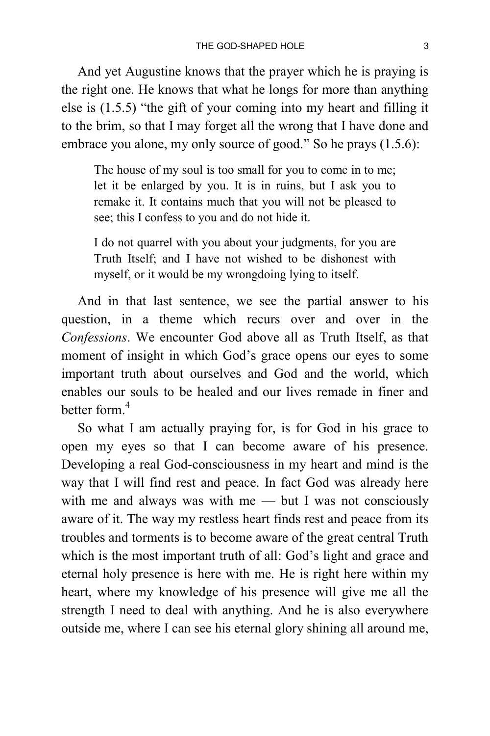And yet Augustine knows that the prayer which he is praying is the right one. He knows that what he longs for more than anything else is (1.5.5) "the gift of your coming into my heart and filling it to the brim, so that I may forget all the wrong that I have done and embrace you alone, my only source of good." So he prays (1.5.6):

> The house of my soul is too small for you to come in to me; let it be enlarged by you. It is in ruins, but I ask you to remake it. It contains much that you will not be pleased to see; this I confess to you and do not hide it.
>
> I do not quarrel with you about your judgments, for you are Truth Itself; and I have not wished to be dishonest with myself, or it would be my wrongdoing lying to itself.

And in that last sentence, we see the partial answer to his question, in a theme which recurs over and over in the *Confessions*. We encounter God above all as Truth Itself, as that moment of insight in which God's grace opens our eyes to some important truth about ourselves and God and the world, which enables our souls to be healed and our lives remade in finer and better form.[4]

So what I am actually praying for, is for God in his grace to open my eyes so that I can become aware of his presence. Developing a real God-consciousness in my heart and mind is the way that I will find rest and peace. In fact God was already here with me and always was with me — but I was not consciously aware of it. The way my restless heart finds rest and peace from its troubles and torments is to become aware of the great central Truth which is the most important truth of all: God's light and grace and eternal holy presence is here with me. He is right here within my heart, where my knowledge of his presence will give me all the strength I need to deal with anything. And he is also everywhere outside me, where I can see his eternal glory shining all around me,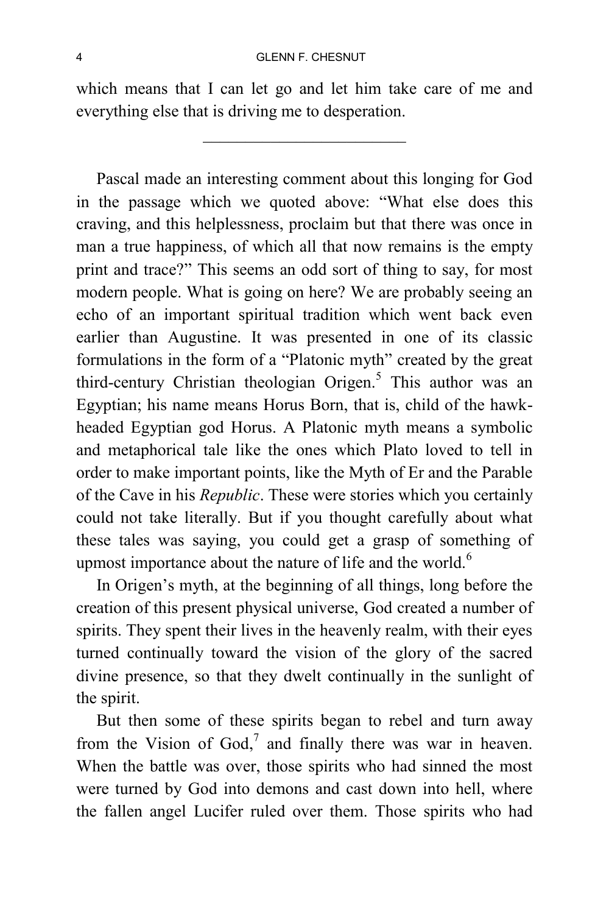which means that I can let go and let him take care of me and everything else that is driving me to desperation.

---

Pascal made an interesting comment about this longing for God in the passage which we quoted above: "What else does this craving, and this helplessness, proclaim but that there was once in man a true happiness, of which all that now remains is the empty print and trace?" This seems an odd sort of thing to say, for most modern people. What is going on here? We are probably seeing an echo of an important spiritual tradition which went back even earlier than Augustine. It was presented in one of its classic formulations in the form of a "Platonic myth" created by the great third-century Christian theologian Origen.[5] This author was an Egyptian; his name means Horus Born, that is, child of the hawk-headed Egyptian god Horus. A Platonic myth means a symbolic and metaphorical tale like the ones which Plato loved to tell in order to make important points, like the Myth of Er and the Parable of the Cave in his *Republic*. These were stories which you certainly could not take literally. But if you thought carefully about what these tales was saying, you could get a grasp of something of upmost importance about the nature of life and the world.[6]

In Origen's myth, at the beginning of all things, long before the creation of this present physical universe, God created a number of spirits. They spent their lives in the heavenly realm, with their eyes turned continually toward the vision of the glory of the sacred divine presence, so that they dwelt continually in the sunlight of the spirit.

But then some of these spirits began to rebel and turn away from the Vision of God,[7] and finally there was war in heaven. When the battle was over, those spirits who had sinned the most were turned by God into demons and cast down into hell, where the fallen angel Lucifer ruled over them. Those spirits who had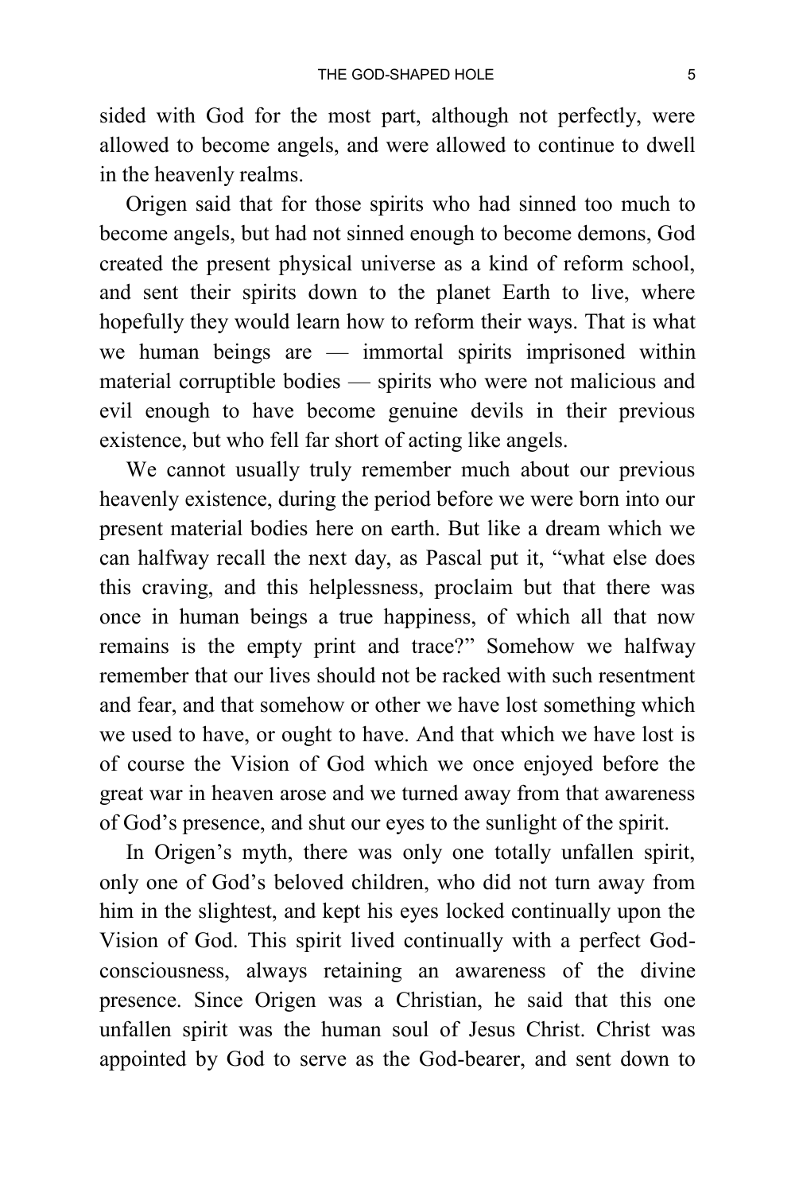sided with God for the most part, although not perfectly, were allowed to become angels, and were allowed to continue to dwell in the heavenly realms.

Origen said that for those spirits who had sinned too much to become angels, but had not sinned enough to become demons, God created the present physical universe as a kind of reform school, and sent their spirits down to the planet Earth to live, where hopefully they would learn how to reform their ways. That is what we human beings are — immortal spirits imprisoned within material corruptible bodies — spirits who were not malicious and evil enough to have become genuine devils in their previous existence, but who fell far short of acting like angels.

We cannot usually truly remember much about our previous heavenly existence, during the period before we were born into our present material bodies here on earth. But like a dream which we can halfway recall the next day, as Pascal put it, "what else does this craving, and this helplessness, proclaim but that there was once in human beings a true happiness, of which all that now remains is the empty print and trace?" Somehow we halfway remember that our lives should not be racked with such resentment and fear, and that somehow or other we have lost something which we used to have, or ought to have. And that which we have lost is of course the Vision of God which we once enjoyed before the great war in heaven arose and we turned away from that awareness of God's presence, and shut our eyes to the sunlight of the spirit.

In Origen's myth, there was only one totally unfallen spirit, only one of God's beloved children, who did not turn away from him in the slightest, and kept his eyes locked continually upon the Vision of God. This spirit lived continually with a perfect God-consciousness, always retaining an awareness of the divine presence. Since Origen was a Christian, he said that this one unfallen spirit was the human soul of Jesus Christ. Christ was appointed by God to serve as the God-bearer, and sent down to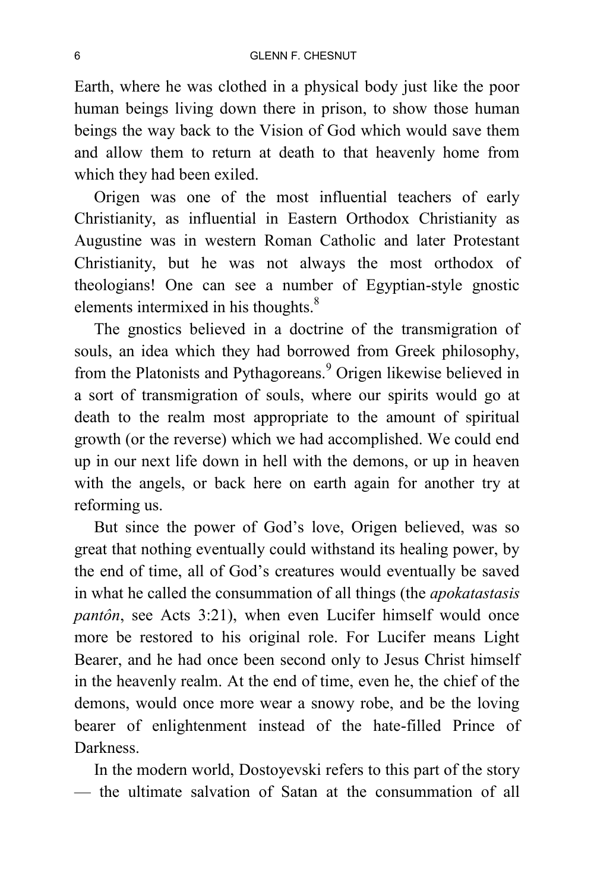Earth, where he was clothed in a physical body just like the poor human beings living down there in prison, to show those human beings the way back to the Vision of God which would save them and allow them to return at death to that heavenly home from which they had been exiled.

Origen was one of the most influential teachers of early Christianity, as influential in Eastern Orthodox Christianity as Augustine was in western Roman Catholic and later Protestant Christianity, but he was not always the most orthodox of theologians! One can see a number of Egyptian-style gnostic elements intermixed in his thoughts.[8]

The gnostics believed in a doctrine of the transmigration of souls, an idea which they had borrowed from Greek philosophy, from the Platonists and Pythagoreans.[9] Origen likewise believed in a sort of transmigration of souls, where our spirits would go at death to the realm most appropriate to the amount of spiritual growth (or the reverse) which we had accomplished. We could end up in our next life down in hell with the demons, or up in heaven with the angels, or back here on earth again for another try at reforming us.

But since the power of God's love, Origen believed, was so great that nothing eventually could withstand its healing power, by the end of time, all of God's creatures would eventually be saved in what he called the consummation of all things (the *apokatastasis pantôn*, see Acts 3:21), when even Lucifer himself would once more be restored to his original role. For Lucifer means Light Bearer, and he had once been second only to Jesus Christ himself in the heavenly realm. At the end of time, even he, the chief of the demons, would once more wear a snowy robe, and be the loving bearer of enlightenment instead of the hate-filled Prince of Darkness.

In the modern world, Dostoyevski refers to this part of the story — the ultimate salvation of Satan at the consummation of all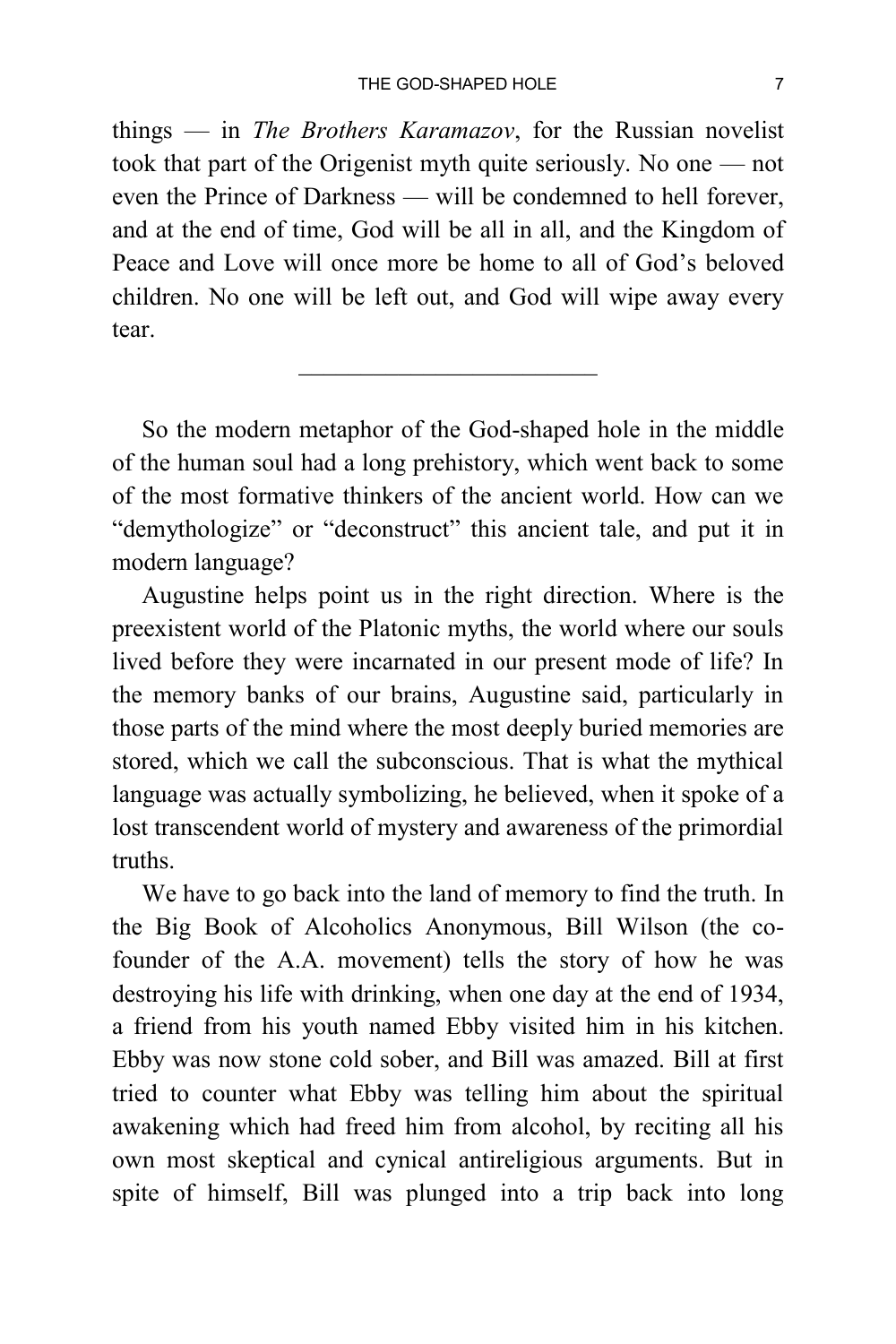things — in *The Brothers Karamazov*, for the Russian novelist took that part of the Origenist myth quite seriously. No one — not even the Prince of Darkness — will be condemned to hell forever, and at the end of time, God will be all in all, and the Kingdom of Peace and Love will once more be home to all of God's beloved children. No one will be left out, and God will wipe away every tear.

---

So the modern metaphor of the God-shaped hole in the middle of the human soul had a long prehistory, which went back to some of the most formative thinkers of the ancient world. How can we "demythologize" or "deconstruct" this ancient tale, and put it in modern language?

Augustine helps point us in the right direction. Where is the preexistent world of the Platonic myths, the world where our souls lived before they were incarnated in our present mode of life? In the memory banks of our brains, Augustine said, particularly in those parts of the mind where the most deeply buried memories are stored, which we call the subconscious. That is what the mythical language was actually symbolizing, he believed, when it spoke of a lost transcendent world of mystery and awareness of the primordial truths.

We have to go back into the land of memory to find the truth. In the Big Book of Alcoholics Anonymous, Bill Wilson (the co-founder of the A.A. movement) tells the story of how he was destroying his life with drinking, when one day at the end of 1934, a friend from his youth named Ebby visited him in his kitchen. Ebby was now stone cold sober, and Bill was amazed. Bill at first tried to counter what Ebby was telling him about the spiritual awakening which had freed him from alcohol, by reciting all his own most skeptical and cynical antireligious arguments. But in spite of himself, Bill was plunged into a trip back into long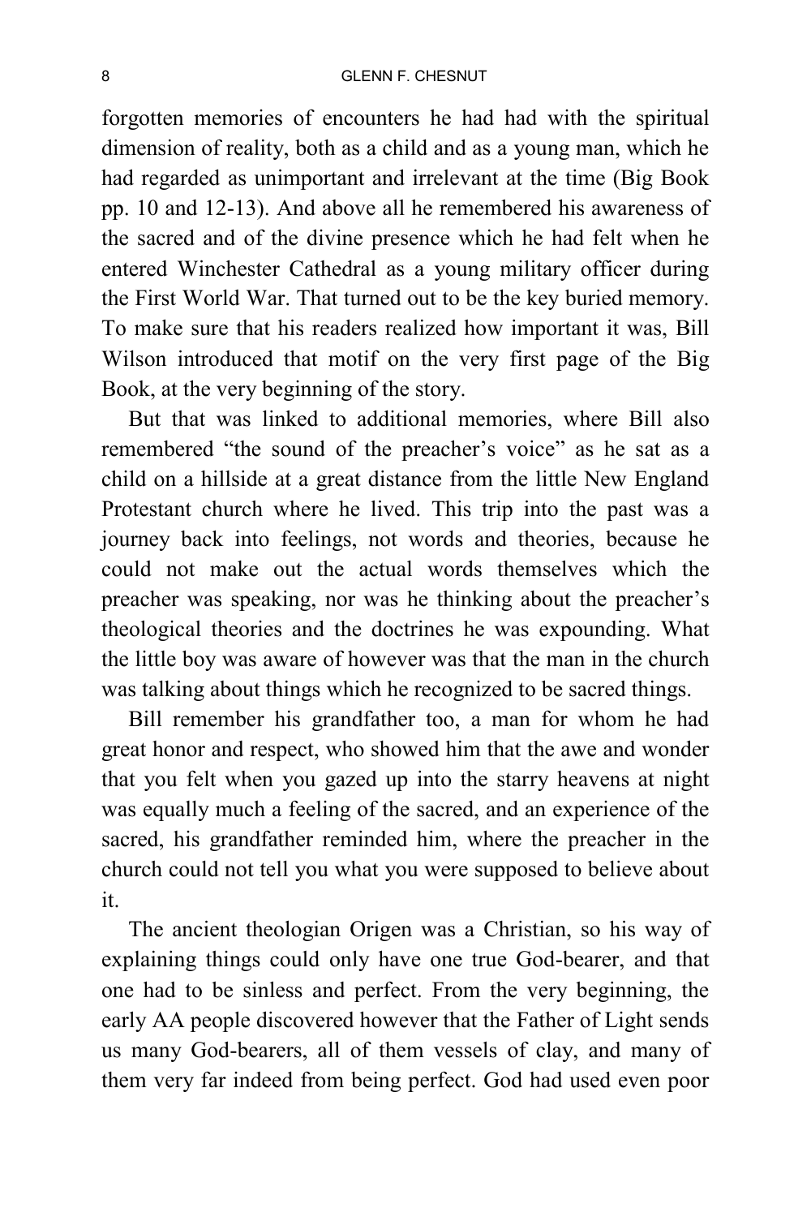forgotten memories of encounters he had had with the spiritual dimension of reality, both as a child and as a young man, which he had regarded as unimportant and irrelevant at the time (Big Book pp. 10 and 12-13). And above all he remembered his awareness of the sacred and of the divine presence which he had felt when he entered Winchester Cathedral as a young military officer during the First World War. That turned out to be the key buried memory. To make sure that his readers realized how important it was, Bill Wilson introduced that motif on the very first page of the Big Book, at the very beginning of the story.

But that was linked to additional memories, where Bill also remembered "the sound of the preacher's voice" as he sat as a child on a hillside at a great distance from the little New England Protestant church where he lived. This trip into the past was a journey back into feelings, not words and theories, because he could not make out the actual words themselves which the preacher was speaking, nor was he thinking about the preacher's theological theories and the doctrines he was expounding. What the little boy was aware of however was that the man in the church was talking about things which he recognized to be sacred things.

Bill remember his grandfather too, a man for whom he had great honor and respect, who showed him that the awe and wonder that you felt when you gazed up into the starry heavens at night was equally much a feeling of the sacred, and an experience of the sacred, his grandfather reminded him, where the preacher in the church could not tell you what you were supposed to believe about it.

The ancient theologian Origen was a Christian, so his way of explaining things could only have one true God-bearer, and that one had to be sinless and perfect. From the very beginning, the early AA people discovered however that the Father of Light sends us many God-bearers, all of them vessels of clay, and many of them very far indeed from being perfect. God had used even poor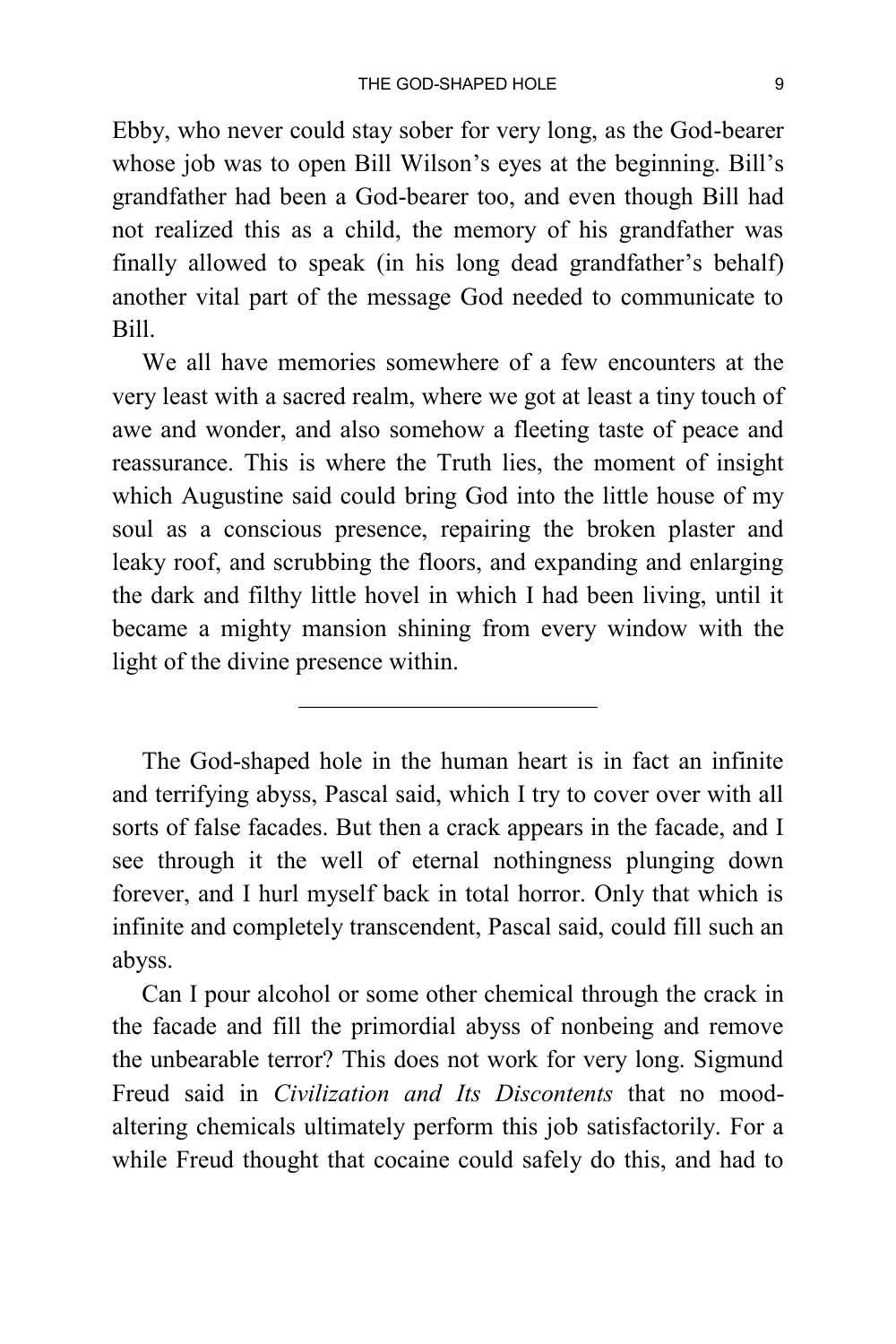Ebby, who never could stay sober for very long, as the God-bearer whose job was to open Bill Wilson's eyes at the beginning. Bill's grandfather had been a God-bearer too, and even though Bill had not realized this as a child, the memory of his grandfather was finally allowed to speak (in his long dead grandfather's behalf) another vital part of the message God needed to communicate to Bill.

We all have memories somewhere of a few encounters at the very least with a sacred realm, where we got at least a tiny touch of awe and wonder, and also somehow a fleeting taste of peace and reassurance. This is where the Truth lies, the moment of insight which Augustine said could bring God into the little house of my soul as a conscious presence, repairing the broken plaster and leaky roof, and scrubbing the floors, and expanding and enlarging the dark and filthy little hovel in which I had been living, until it became a mighty mansion shining from every window with the light of the divine presence within.

---

The God-shaped hole in the human heart is in fact an infinite and terrifying abyss, Pascal said, which I try to cover over with all sorts of false facades. But then a crack appears in the facade, and I see through it the well of eternal nothingness plunging down forever, and I hurl myself back in total horror. Only that which is infinite and completely transcendent, Pascal said, could fill such an abyss.

Can I pour alcohol or some other chemical through the crack in the facade and fill the primordial abyss of nonbeing and remove the unbearable terror? This does not work for very long. Sigmund Freud said in *Civilization and Its Discontents* that no mood-altering chemicals ultimately perform this job satisfactorily. For a while Freud thought that cocaine could safely do this, and had to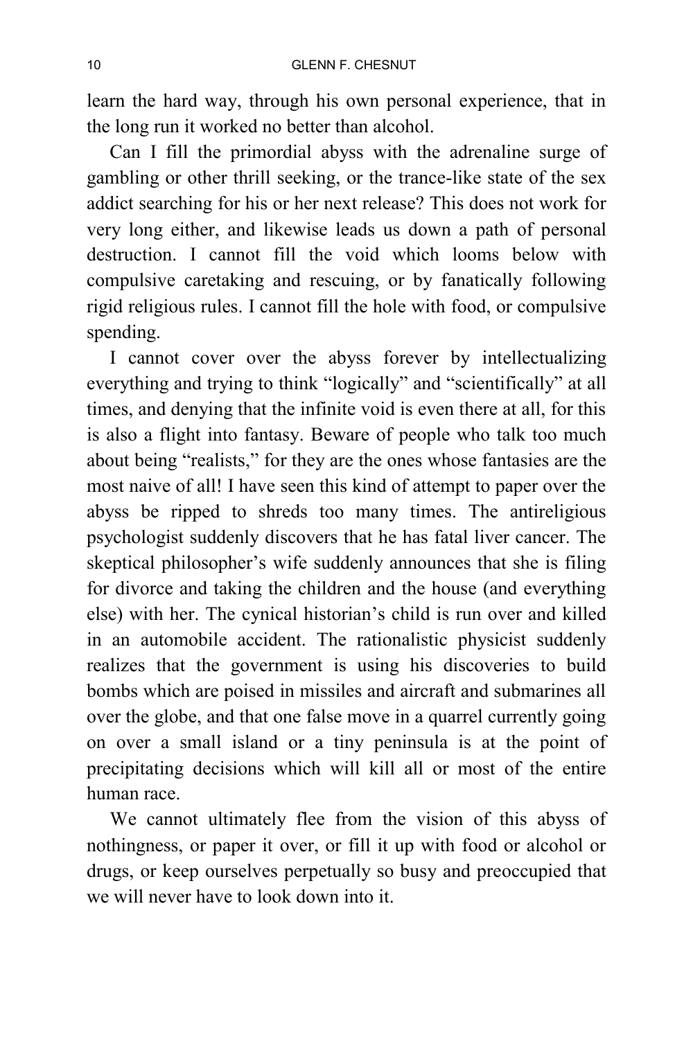learn the hard way, through his own personal experience, that in the long run it worked no better than alcohol.

Can I fill the primordial abyss with the adrenaline surge of gambling or other thrill seeking, or the trance-like state of the sex addict searching for his or her next release? This does not work for very long either, and likewise leads us down a path of personal destruction. I cannot fill the void which looms below with compulsive caretaking and rescuing, or by fanatically following rigid religious rules. I cannot fill the hole with food, or compulsive spending.

I cannot cover over the abyss forever by intellectualizing everything and trying to think "logically" and "scientifically" at all times, and denying that the infinite void is even there at all, for this is also a flight into fantasy. Beware of people who talk too much about being "realists," for they are the ones whose fantasies are the most naive of all! I have seen this kind of attempt to paper over the abyss be ripped to shreds too many times. The antireligious psychologist suddenly discovers that he has fatal liver cancer. The skeptical philosopher's wife suddenly announces that she is filing for divorce and taking the children and the house (and everything else) with her. The cynical historian's child is run over and killed in an automobile accident. The rationalistic physicist suddenly realizes that the government is using his discoveries to build bombs which are poised in missiles and aircraft and submarines all over the globe, and that one false move in a quarrel currently going on over a small island or a tiny peninsula is at the point of precipitating decisions which will kill all or most of the entire human race.

We cannot ultimately flee from the vision of this abyss of nothingness, or paper it over, or fill it up with food or alcohol or drugs, or keep ourselves perpetually so busy and preoccupied that we will never have to look down into it.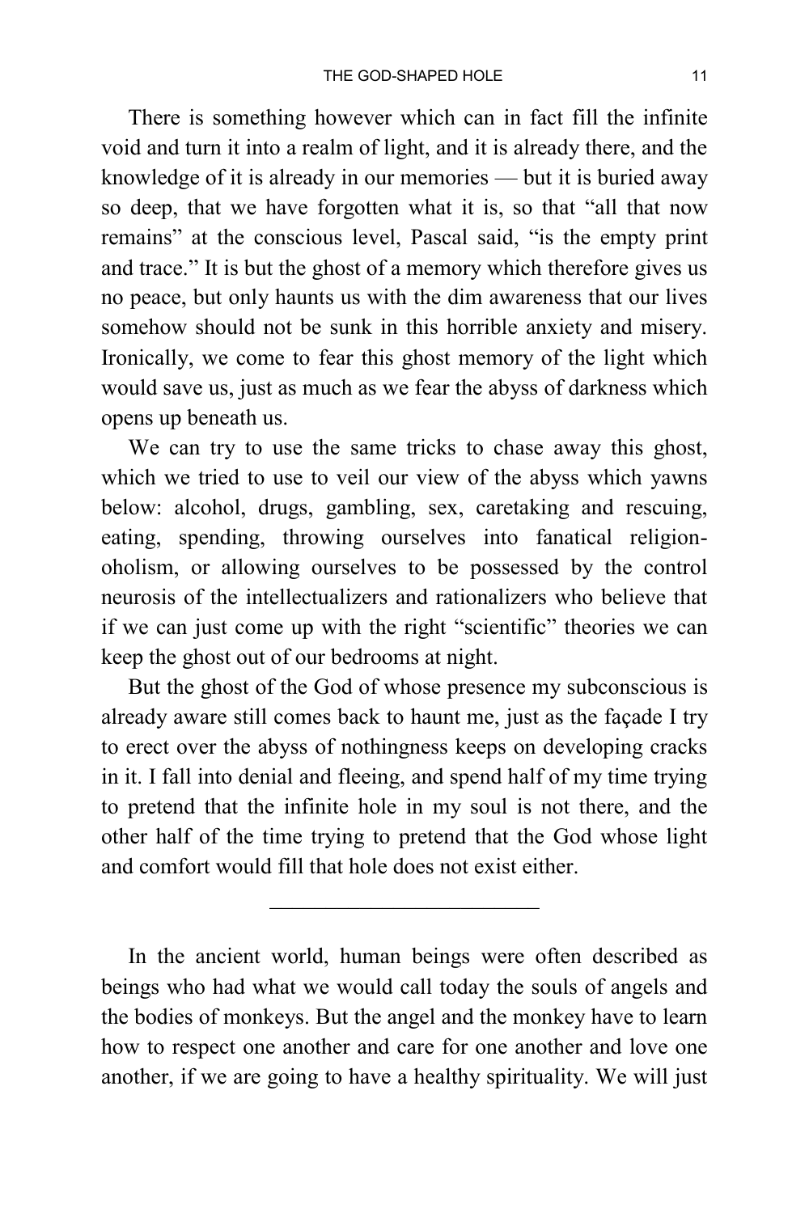There is something however which can in fact fill the infinite void and turn it into a realm of light, and it is already there, and the knowledge of it is already in our memories — but it is buried away so deep, that we have forgotten what it is, so that "all that now remains" at the conscious level, Pascal said, "is the empty print and trace." It is but the ghost of a memory which therefore gives us no peace, but only haunts us with the dim awareness that our lives somehow should not be sunk in this horrible anxiety and misery. Ironically, we come to fear this ghost memory of the light which would save us, just as much as we fear the abyss of darkness which opens up beneath us.

We can try to use the same tricks to chase away this ghost, which we tried to use to veil our view of the abyss which yawns below: alcohol, drugs, gambling, sex, caretaking and rescuing, eating, spending, throwing ourselves into fanatical religion-oholism, or allowing ourselves to be possessed by the control neurosis of the intellectualizers and rationalizers who believe that if we can just come up with the right "scientific" theories we can keep the ghost out of our bedrooms at night.

But the ghost of the God of whose presence my subconscious is already aware still comes back to haunt me, just as the façade I try to erect over the abyss of nothingness keeps on developing cracks in it. I fall into denial and fleeing, and spend half of my time trying to pretend that the infinite hole in my soul is not there, and the other half of the time trying to pretend that the God whose light and comfort would fill that hole does not exist either.

---

In the ancient world, human beings were often described as beings who had what we would call today the souls of angels and the bodies of monkeys. But the angel and the monkey have to learn how to respect one another and care for one another and love one another, if we are going to have a healthy spirituality. We will just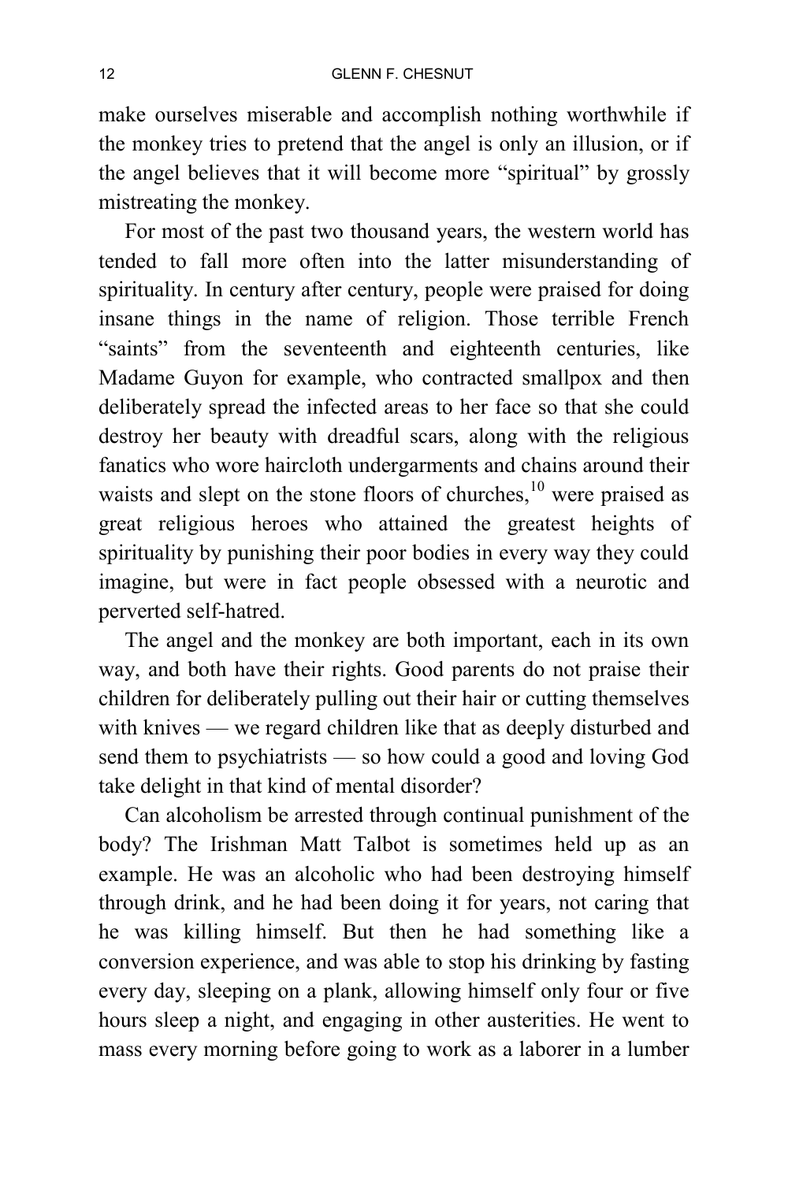make ourselves miserable and accomplish nothing worthwhile if the monkey tries to pretend that the angel is only an illusion, or if the angel believes that it will become more "spiritual" by grossly mistreating the monkey.

For most of the past two thousand years, the western world has tended to fall more often into the latter misunderstanding of spirituality. In century after century, people were praised for doing insane things in the name of religion. Those terrible French "saints" from the seventeenth and eighteenth centuries, like Madame Guyon for example, who contracted smallpox and then deliberately spread the infected areas to her face so that she could destroy her beauty with dreadful scars, along with the religious fanatics who wore haircloth undergarments and chains around their waists and slept on the stone floors of churches,[10] were praised as great religious heroes who attained the greatest heights of spirituality by punishing their poor bodies in every way they could imagine, but were in fact people obsessed with a neurotic and perverted self-hatred.

The angel and the monkey are both important, each in its own way, and both have their rights. Good parents do not praise their children for deliberately pulling out their hair or cutting themselves with knives — we regard children like that as deeply disturbed and send them to psychiatrists — so how could a good and loving God take delight in that kind of mental disorder?

Can alcoholism be arrested through continual punishment of the body? The Irishman Matt Talbot is sometimes held up as an example. He was an alcoholic who had been destroying himself through drink, and he had been doing it for years, not caring that he was killing himself. But then he had something like a conversion experience, and was able to stop his drinking by fasting every day, sleeping on a plank, allowing himself only four or five hours sleep a night, and engaging in other austerities. He went to mass every morning before going to work as a laborer in a lumber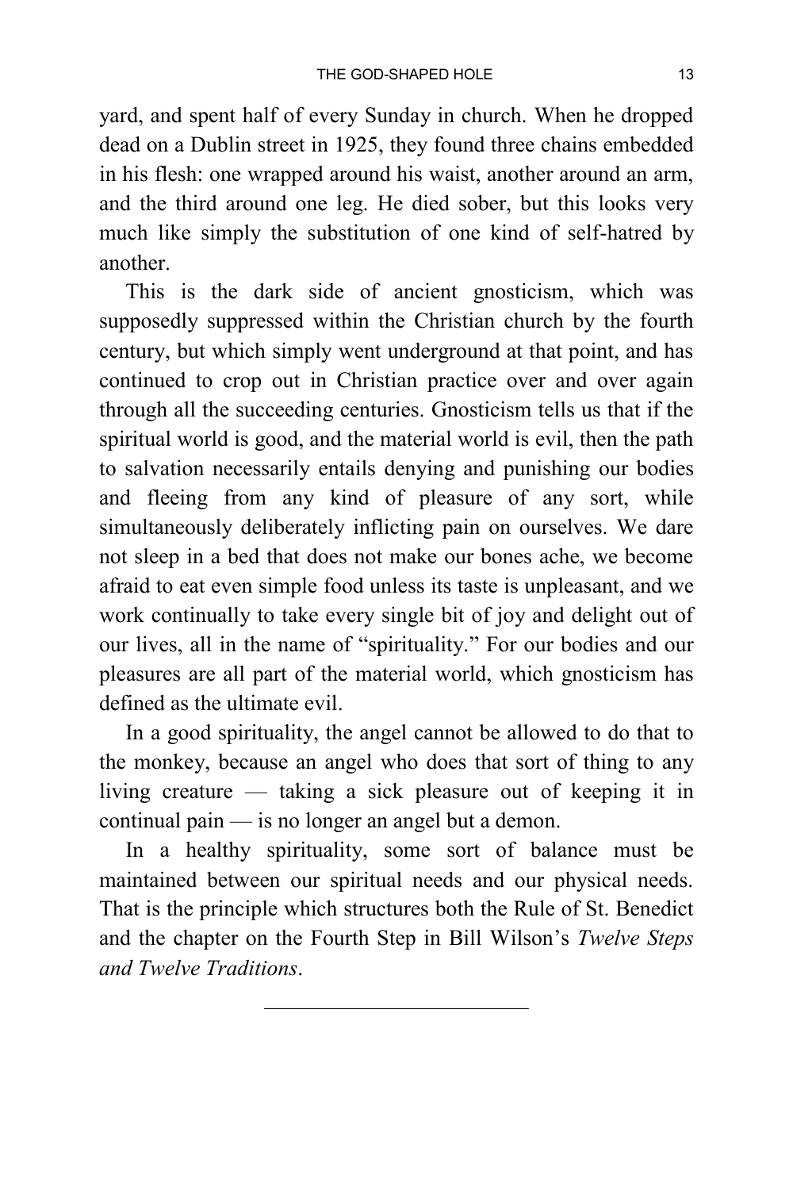yard, and spent half of every Sunday in church. When he dropped dead on a Dublin street in 1925, they found three chains embedded in his flesh: one wrapped around his waist, another around an arm, and the third around one leg. He died sober, but this looks very much like simply the substitution of one kind of self-hatred by another.

This is the dark side of ancient gnosticism, which was supposedly suppressed within the Christian church by the fourth century, but which simply went underground at that point, and has continued to crop out in Christian practice over and over again through all the succeeding centuries. Gnosticism tells us that if the spiritual world is good, and the material world is evil, then the path to salvation necessarily entails denying and punishing our bodies and fleeing from any kind of pleasure of any sort, while simultaneously deliberately inflicting pain on ourselves. We dare not sleep in a bed that does not make our bones ache, we become afraid to eat even simple food unless its taste is unpleasant, and we work continually to take every single bit of joy and delight out of our lives, all in the name of "spirituality." For our bodies and our pleasures are all part of the material world, which gnosticism has defined as the ultimate evil.

In a good spirituality, the angel cannot be allowed to do that to the monkey, because an angel who does that sort of thing to any living creature — taking a sick pleasure out of keeping it in continual pain — is no longer an angel but a demon.

In a healthy spirituality, some sort of balance must be maintained between our spiritual needs and our physical needs. That is the principle which structures both the Rule of St. Benedict and the chapter on the Fourth Step in Bill Wilson's *Twelve Steps and Twelve Traditions*.

---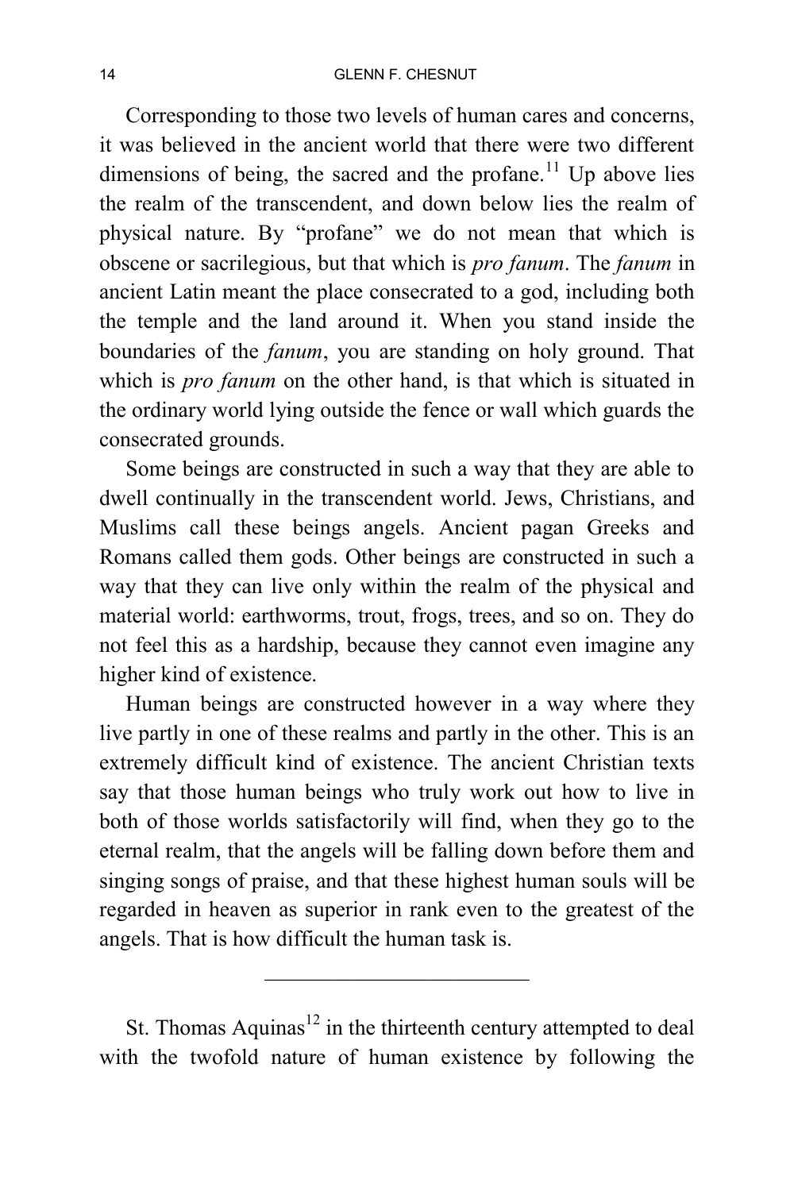Corresponding to those two levels of human cares and concerns, it was believed in the ancient world that there were two different dimensions of being, the sacred and the profane.[11] Up above lies the realm of the transcendent, and down below lies the realm of physical nature. By "profane" we do not mean that which is obscene or sacrilegious, but that which is *pro fanum*. The *fanum* in ancient Latin meant the place consecrated to a god, including both the temple and the land around it. When you stand inside the boundaries of the *fanum*, you are standing on holy ground. That which is *pro fanum* on the other hand, is that which is situated in the ordinary world lying outside the fence or wall which guards the consecrated grounds.

Some beings are constructed in such a way that they are able to dwell continually in the transcendent world. Jews, Christians, and Muslims call these beings angels. Ancient pagan Greeks and Romans called them gods. Other beings are constructed in such a way that they can live only within the realm of the physical and material world: earthworms, trout, frogs, trees, and so on. They do not feel this as a hardship, because they cannot even imagine any higher kind of existence.

Human beings are constructed however in a way where they live partly in one of these realms and partly in the other. This is an extremely difficult kind of existence. The ancient Christian texts say that those human beings who truly work out how to live in both of those worlds satisfactorily will find, when they go to the eternal realm, that the angels will be falling down before them and singing songs of praise, and that these highest human souls will be regarded in heaven as superior in rank even to the greatest of the angels. That is how difficult the human task is.

---

St. Thomas Aquinas[12] in the thirteenth century attempted to deal with the twofold nature of human existence by following the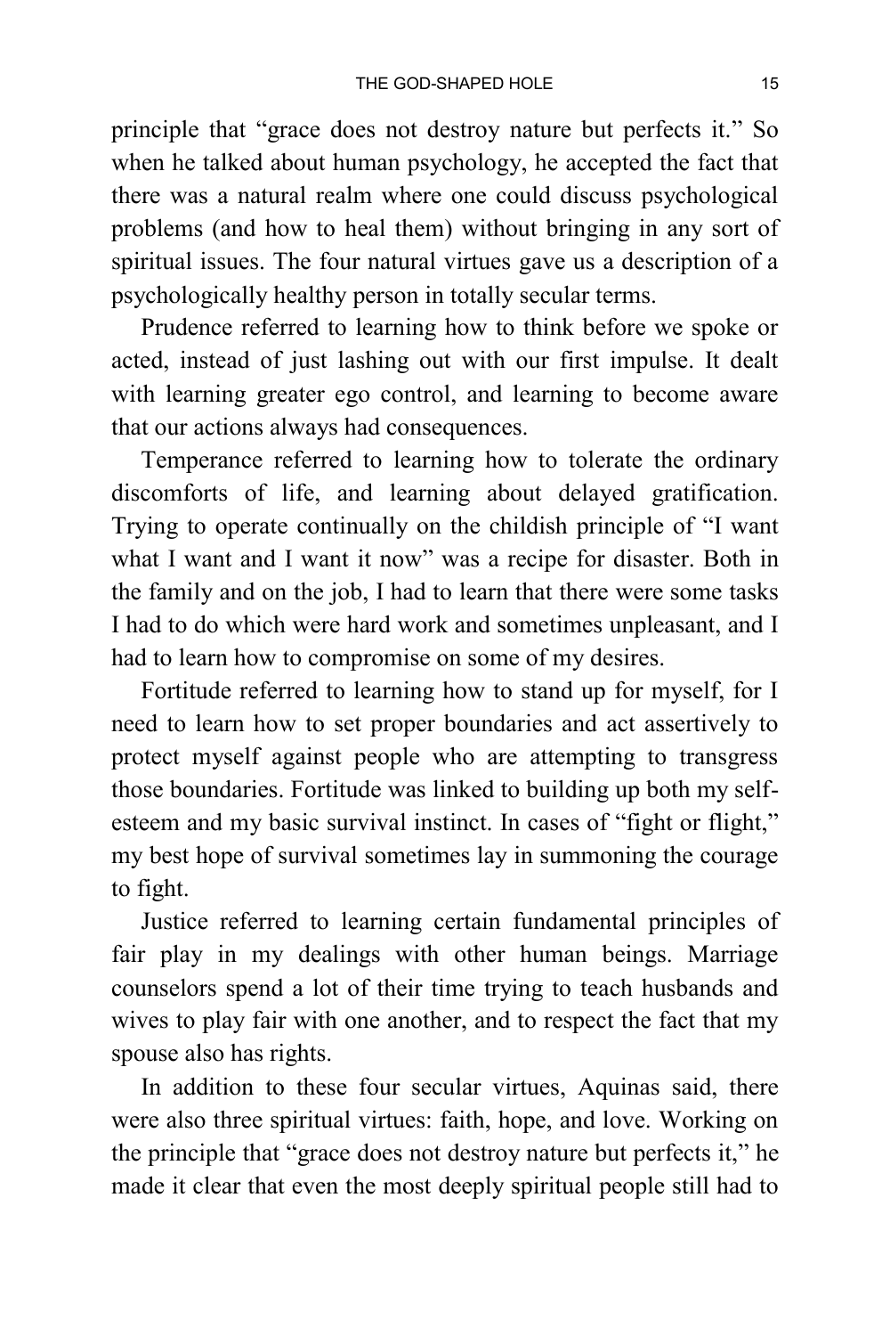principle that "grace does not destroy nature but perfects it." So when he talked about human psychology, he accepted the fact that there was a natural realm where one could discuss psychological problems (and how to heal them) without bringing in any sort of spiritual issues. The four natural virtues gave us a description of a psychologically healthy person in totally secular terms.

Prudence referred to learning how to think before we spoke or acted, instead of just lashing out with our first impulse. It dealt with learning greater ego control, and learning to become aware that our actions always had consequences.

Temperance referred to learning how to tolerate the ordinary discomforts of life, and learning about delayed gratification. Trying to operate continually on the childish principle of "I want what I want and I want it now" was a recipe for disaster. Both in the family and on the job, I had to learn that there were some tasks I had to do which were hard work and sometimes unpleasant, and I had to learn how to compromise on some of my desires.

Fortitude referred to learning how to stand up for myself, for I need to learn how to set proper boundaries and act assertively to protect myself against people who are attempting to transgress those boundaries. Fortitude was linked to building up both my self-esteem and my basic survival instinct. In cases of "fight or flight," my best hope of survival sometimes lay in summoning the courage to fight.

Justice referred to learning certain fundamental principles of fair play in my dealings with other human beings. Marriage counselors spend a lot of their time trying to teach husbands and wives to play fair with one another, and to respect the fact that my spouse also has rights.

In addition to these four secular virtues, Aquinas said, there were also three spiritual virtues: faith, hope, and love. Working on the principle that "grace does not destroy nature but perfects it," he made it clear that even the most deeply spiritual people still had to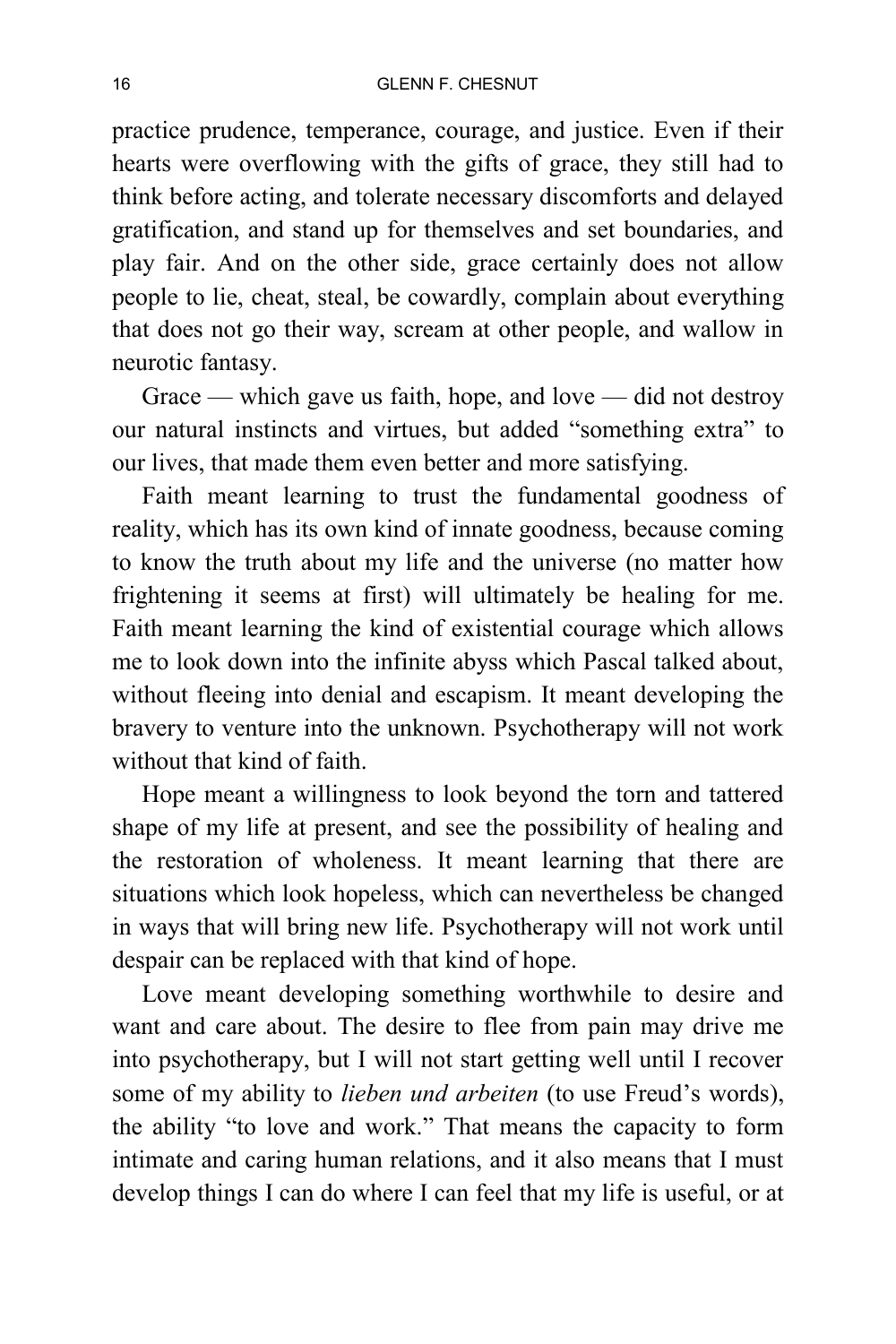practice prudence, temperance, courage, and justice. Even if their hearts were overflowing with the gifts of grace, they still had to think before acting, and tolerate necessary discomforts and delayed gratification, and stand up for themselves and set boundaries, and play fair. And on the other side, grace certainly does not allow people to lie, cheat, steal, be cowardly, complain about everything that does not go their way, scream at other people, and wallow in neurotic fantasy.

Grace — which gave us faith, hope, and love — did not destroy our natural instincts and virtues, but added "something extra" to our lives, that made them even better and more satisfying.

Faith meant learning to trust the fundamental goodness of reality, which has its own kind of innate goodness, because coming to know the truth about my life and the universe (no matter how frightening it seems at first) will ultimately be healing for me. Faith meant learning the kind of existential courage which allows me to look down into the infinite abyss which Pascal talked about, without fleeing into denial and escapism. It meant developing the bravery to venture into the unknown. Psychotherapy will not work without that kind of faith.

Hope meant a willingness to look beyond the torn and tattered shape of my life at present, and see the possibility of healing and the restoration of wholeness. It meant learning that there are situations which look hopeless, which can nevertheless be changed in ways that will bring new life. Psychotherapy will not work until despair can be replaced with that kind of hope.

Love meant developing something worthwhile to desire and want and care about. The desire to flee from pain may drive me into psychotherapy, but I will not start getting well until I recover some of my ability to *lieben und arbeiten* (to use Freud's words), the ability "to love and work." That means the capacity to form intimate and caring human relations, and it also means that I must develop things I can do where I can feel that my life is useful, or at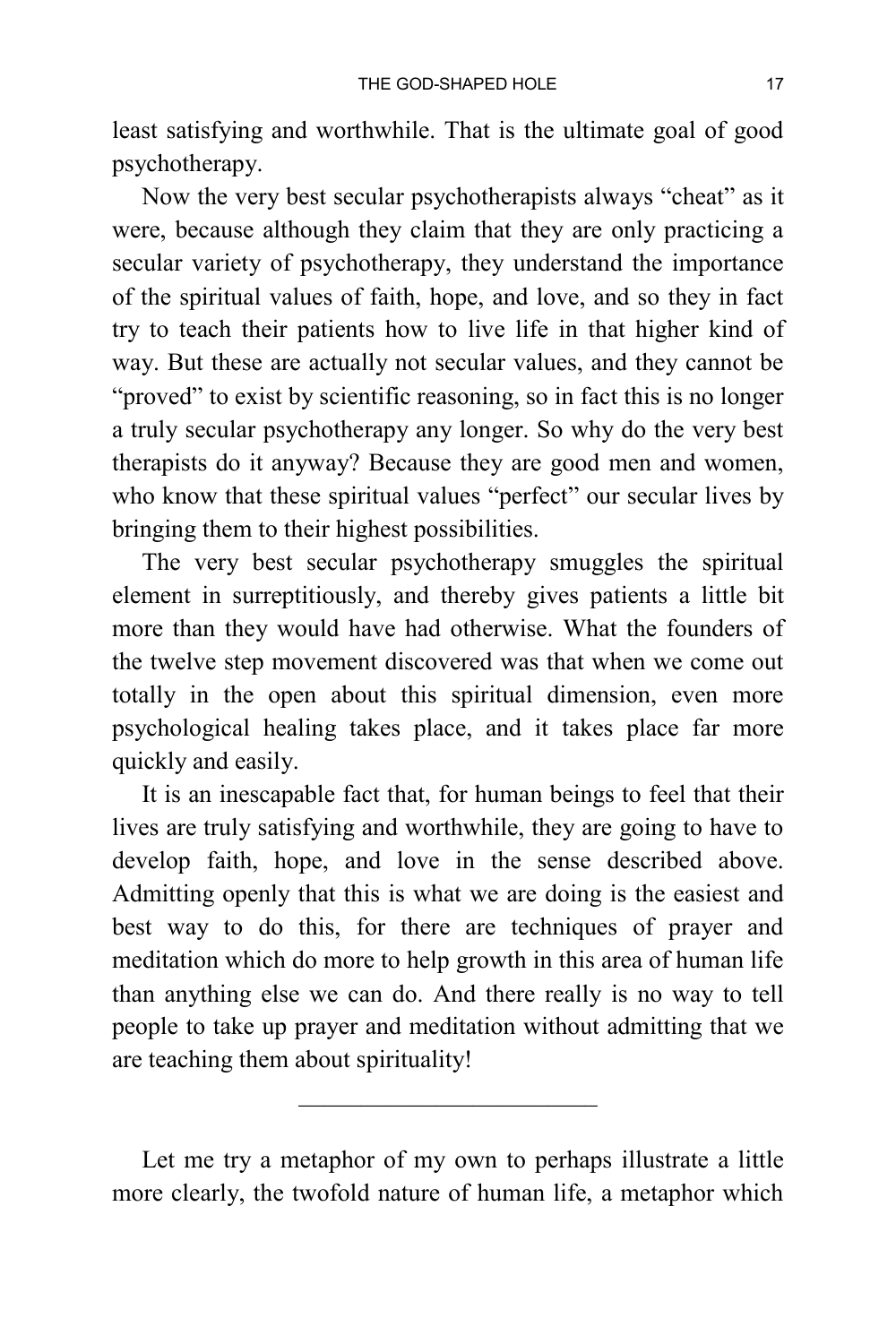least satisfying and worthwhile. That is the ultimate goal of good psychotherapy.

Now the very best secular psychotherapists always "cheat" as it were, because although they claim that they are only practicing a secular variety of psychotherapy, they understand the importance of the spiritual values of faith, hope, and love, and so they in fact try to teach their patients how to live life in that higher kind of way. But these are actually not secular values, and they cannot be "proved" to exist by scientific reasoning, so in fact this is no longer a truly secular psychotherapy any longer. So why do the very best therapists do it anyway? Because they are good men and women, who know that these spiritual values "perfect" our secular lives by bringing them to their highest possibilities.

The very best secular psychotherapy smuggles the spiritual element in surreptitiously, and thereby gives patients a little bit more than they would have had otherwise. What the founders of the twelve step movement discovered was that when we come out totally in the open about this spiritual dimension, even more psychological healing takes place, and it takes place far more quickly and easily.

It is an inescapable fact that, for human beings to feel that their lives are truly satisfying and worthwhile, they are going to have to develop faith, hope, and love in the sense described above. Admitting openly that this is what we are doing is the easiest and best way to do this, for there are techniques of prayer and meditation which do more to help growth in this area of human life than anything else we can do. And there really is no way to tell people to take up prayer and meditation without admitting that we are teaching them about spirituality!

---

Let me try a metaphor of my own to perhaps illustrate a little more clearly, the twofold nature of human life, a metaphor which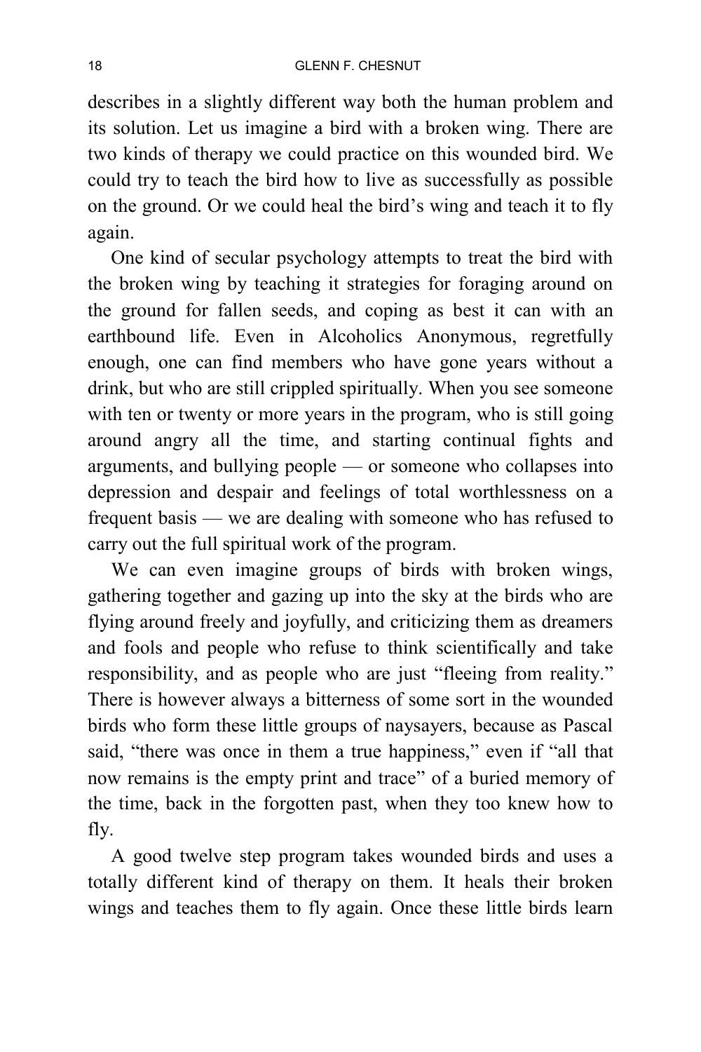describes in a slightly different way both the human problem and its solution. Let us imagine a bird with a broken wing. There are two kinds of therapy we could practice on this wounded bird. We could try to teach the bird how to live as successfully as possible on the ground. Or we could heal the bird's wing and teach it to fly again.

One kind of secular psychology attempts to treat the bird with the broken wing by teaching it strategies for foraging around on the ground for fallen seeds, and coping as best it can with an earthbound life. Even in Alcoholics Anonymous, regretfully enough, one can find members who have gone years without a drink, but who are still crippled spiritually. When you see someone with ten or twenty or more years in the program, who is still going around angry all the time, and starting continual fights and arguments, and bullying people — or someone who collapses into depression and despair and feelings of total worthlessness on a frequent basis — we are dealing with someone who has refused to carry out the full spiritual work of the program.

We can even imagine groups of birds with broken wings, gathering together and gazing up into the sky at the birds who are flying around freely and joyfully, and criticizing them as dreamers and fools and people who refuse to think scientifically and take responsibility, and as people who are just "fleeing from reality." There is however always a bitterness of some sort in the wounded birds who form these little groups of naysayers, because as Pascal said, "there was once in them a true happiness," even if "all that now remains is the empty print and trace" of a buried memory of the time, back in the forgotten past, when they too knew how to fly.

A good twelve step program takes wounded birds and uses a totally different kind of therapy on them. It heals their broken wings and teaches them to fly again. Once these little birds learn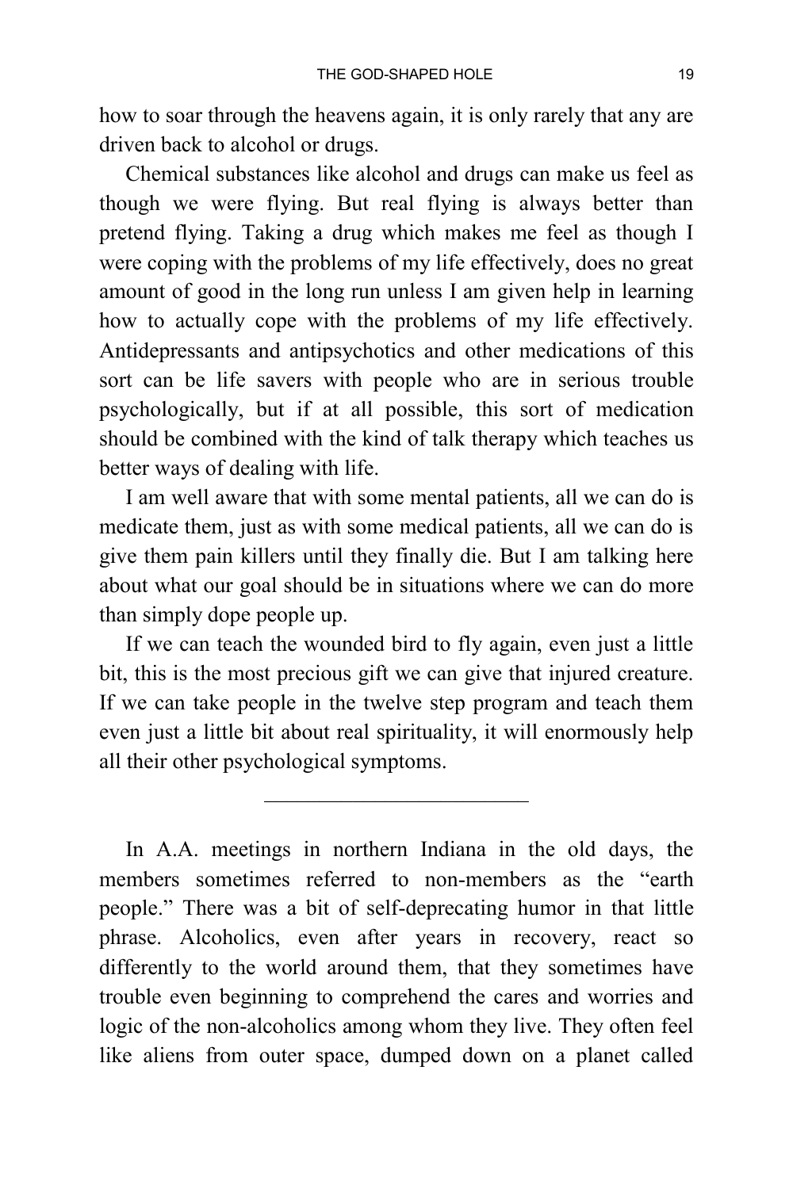how to soar through the heavens again, it is only rarely that any are driven back to alcohol or drugs.

Chemical substances like alcohol and drugs can make us feel as though we were flying. But real flying is always better than pretend flying. Taking a drug which makes me feel as though I were coping with the problems of my life effectively, does no great amount of good in the long run unless I am given help in learning how to actually cope with the problems of my life effectively. Antidepressants and antipsychotics and other medications of this sort can be life savers with people who are in serious trouble psychologically, but if at all possible, this sort of medication should be combined with the kind of talk therapy which teaches us better ways of dealing with life.

I am well aware that with some mental patients, all we can do is medicate them, just as with some medical patients, all we can do is give them pain killers until they finally die. But I am talking here about what our goal should be in situations where we can do more than simply dope people up.

If we can teach the wounded bird to fly again, even just a little bit, this is the most precious gift we can give that injured creature. If we can take people in the twelve step program and teach them even just a little bit about real spirituality, it will enormously help all their other psychological symptoms.

---

In A.A. meetings in northern Indiana in the old days, the members sometimes referred to non-members as the “earth people.” There was a bit of self-deprecating humor in that little phrase. Alcoholics, even after years in recovery, react so differently to the world around them, that they sometimes have trouble even beginning to comprehend the cares and worries and logic of the non-alcoholics among whom they live. They often feel like aliens from outer space, dumped down on a planet called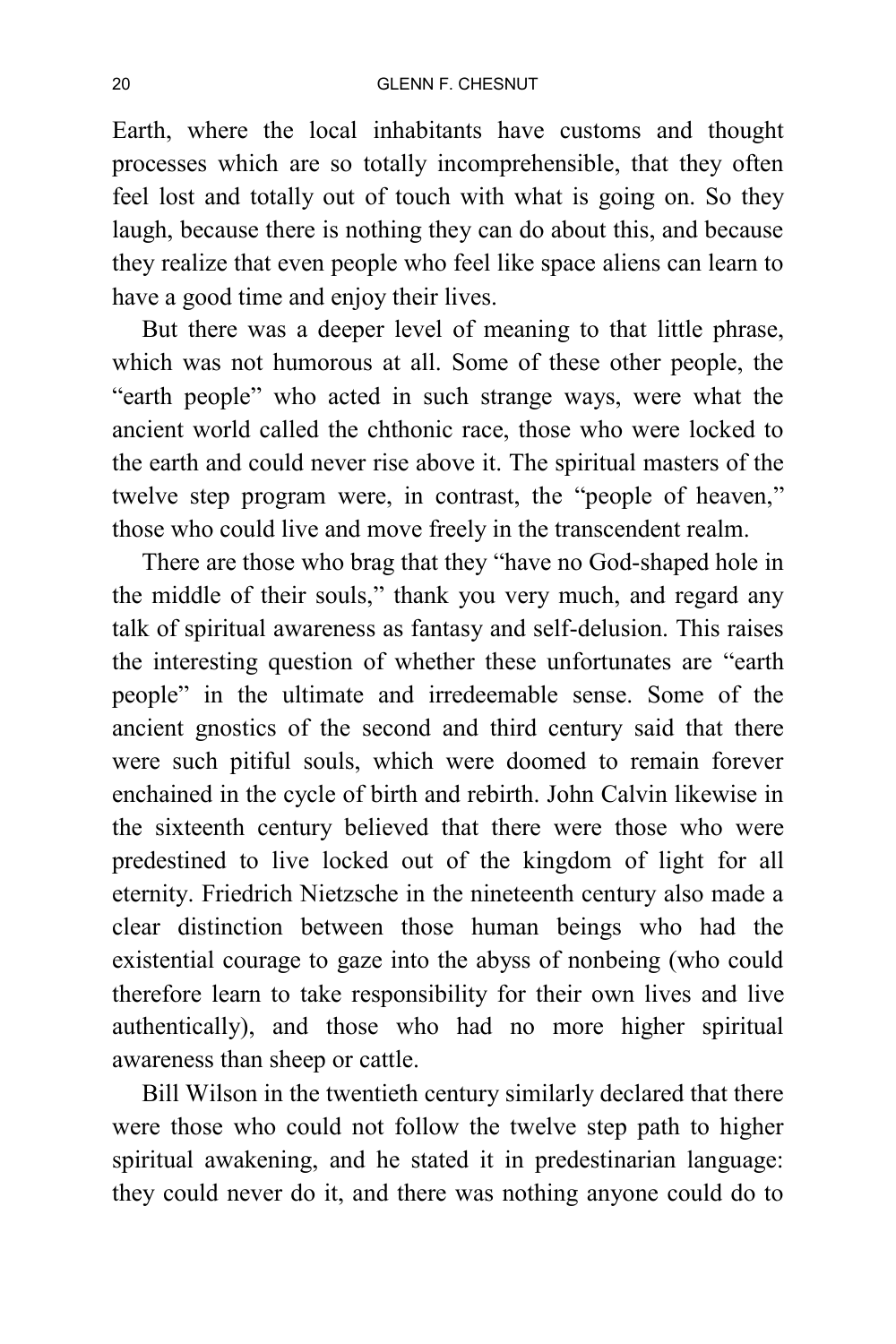Earth, where the local inhabitants have customs and thought processes which are so totally incomprehensible, that they often feel lost and totally out of touch with what is going on. So they laugh, because there is nothing they can do about this, and because they realize that even people who feel like space aliens can learn to have a good time and enjoy their lives.

But there was a deeper level of meaning to that little phrase, which was not humorous at all. Some of these other people, the "earth people" who acted in such strange ways, were what the ancient world called the chthonic race, those who were locked to the earth and could never rise above it. The spiritual masters of the twelve step program were, in contrast, the "people of heaven," those who could live and move freely in the transcendent realm.

There are those who brag that they "have no God-shaped hole in the middle of their souls," thank you very much, and regard any talk of spiritual awareness as fantasy and self-delusion. This raises the interesting question of whether these unfortunates are "earth people" in the ultimate and irredeemable sense. Some of the ancient gnostics of the second and third century said that there were such pitiful souls, which were doomed to remain forever enchained in the cycle of birth and rebirth. John Calvin likewise in the sixteenth century believed that there were those who were predestined to live locked out of the kingdom of light for all eternity. Friedrich Nietzsche in the nineteenth century also made a clear distinction between those human beings who had the existential courage to gaze into the abyss of nonbeing (who could therefore learn to take responsibility for their own lives and live authentically), and those who had no more higher spiritual awareness than sheep or cattle.

Bill Wilson in the twentieth century similarly declared that there were those who could not follow the twelve step path to higher spiritual awakening, and he stated it in predestinarian language: they could never do it, and there was nothing anyone could do to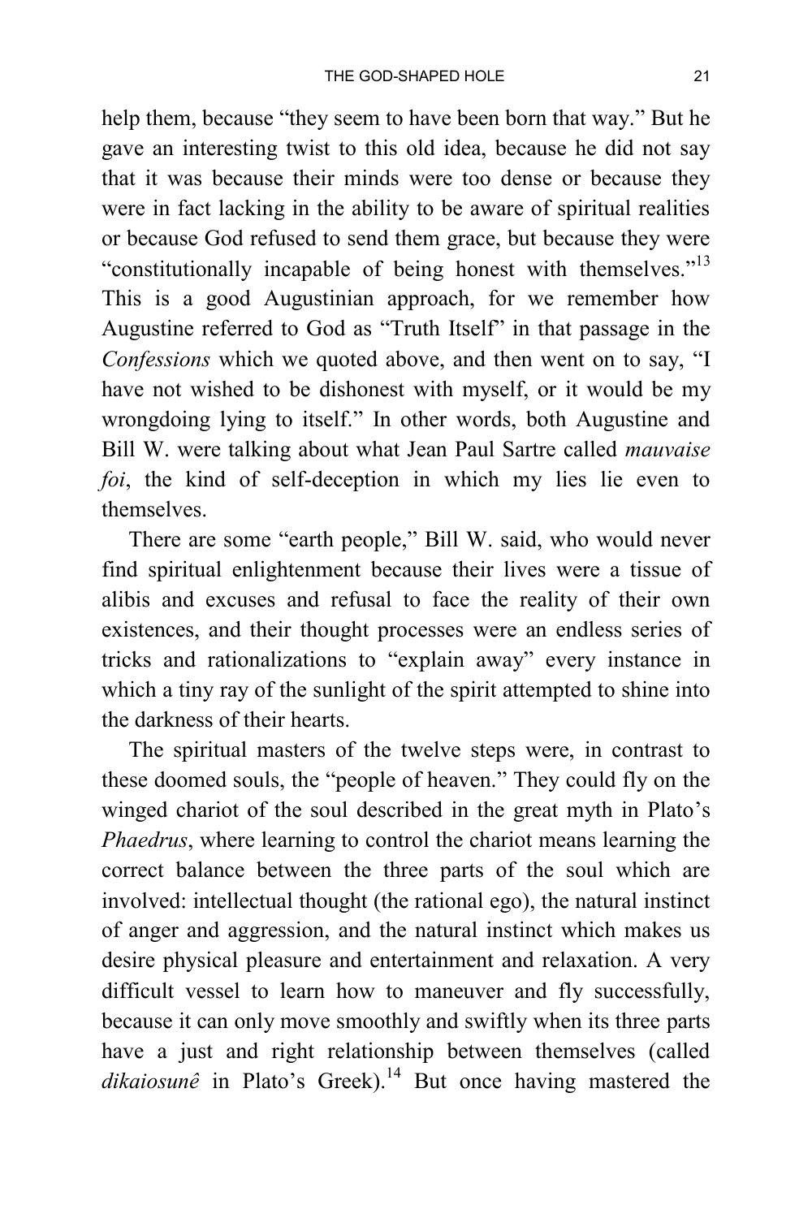help them, because "they seem to have been born that way." But he gave an interesting twist to this old idea, because he did not say that it was because their minds were too dense or because they were in fact lacking in the ability to be aware of spiritual realities or because God refused to send them grace, but because they were "constitutionally incapable of being honest with themselves."[13] This is a good Augustinian approach, for we remember how Augustine referred to God as "Truth Itself" in that passage in the *Confessions* which we quoted above, and then went on to say, "I have not wished to be dishonest with myself, or it would be my wrongdoing lying to itself." In other words, both Augustine and Bill W. were talking about what Jean Paul Sartre called *mauvaise foi*, the kind of self-deception in which my lies lie even to themselves.

There are some "earth people," Bill W. said, who would never find spiritual enlightenment because their lives were a tissue of alibis and excuses and refusal to face the reality of their own existences, and their thought processes were an endless series of tricks and rationalizations to "explain away" every instance in which a tiny ray of the sunlight of the spirit attempted to shine into the darkness of their hearts.

The spiritual masters of the twelve steps were, in contrast to these doomed souls, the "people of heaven." They could fly on the winged chariot of the soul described in the great myth in Plato's *Phaedrus*, where learning to control the chariot means learning the correct balance between the three parts of the soul which are involved: intellectual thought (the rational ego), the natural instinct of anger and aggression, and the natural instinct which makes us desire physical pleasure and entertainment and relaxation. A very difficult vessel to learn how to maneuver and fly successfully, because it can only move smoothly and swiftly when its three parts have a just and right relationship between themselves (called *dikaiosunê* in Plato's Greek).[14] But once having mastered the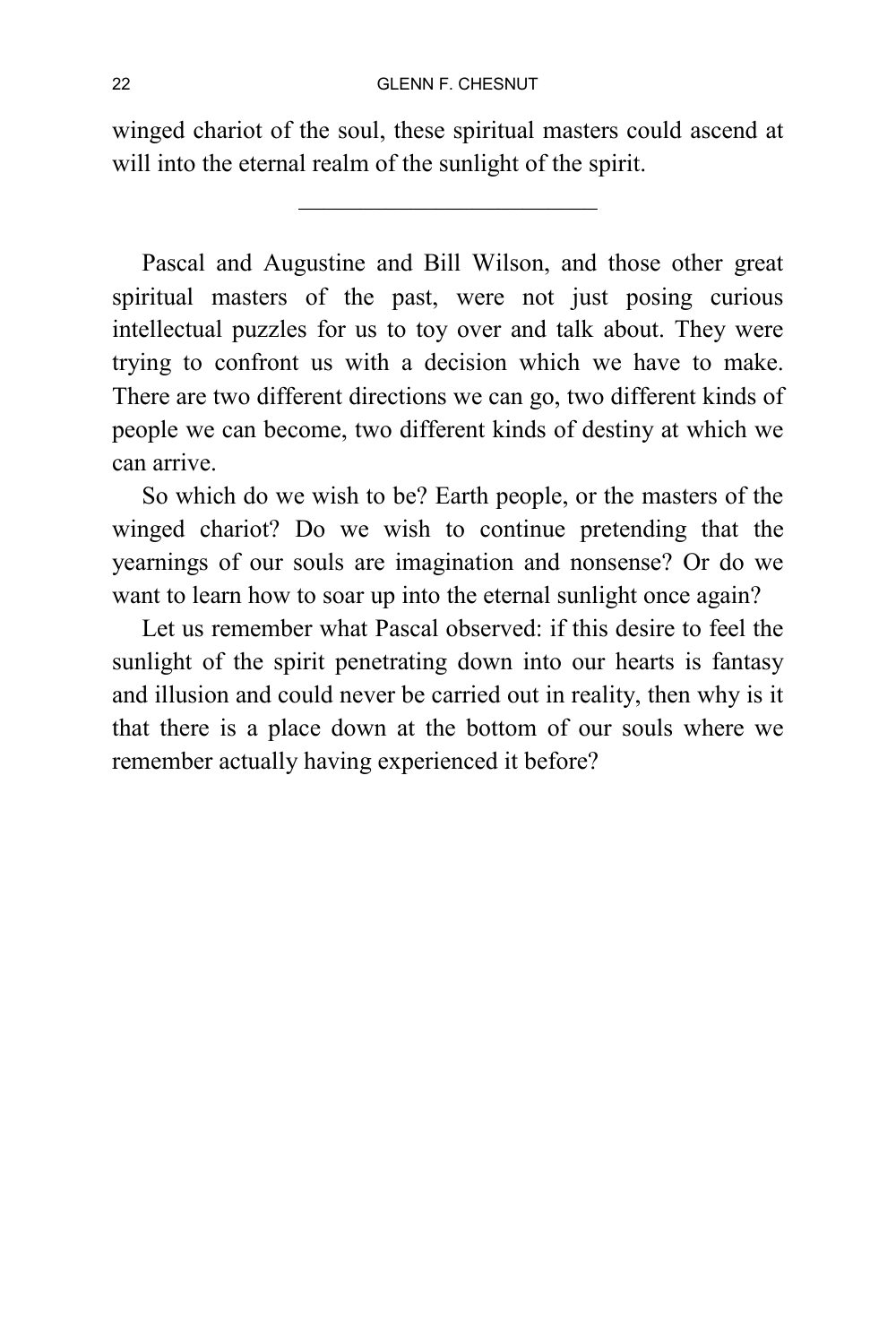winged chariot of the soul, these spiritual masters could ascend at will into the eternal realm of the sunlight of the spirit.

---

Pascal and Augustine and Bill Wilson, and those other great spiritual masters of the past, were not just posing curious intellectual puzzles for us to toy over and talk about. They were trying to confront us with a decision which we have to make. There are two different directions we can go, two different kinds of people we can become, two different kinds of destiny at which we can arrive.

So which do we wish to be? Earth people, or the masters of the winged chariot? Do we wish to continue pretending that the yearnings of our souls are imagination and nonsense? Or do we want to learn how to soar up into the eternal sunlight once again?

Let us remember what Pascal observed: if this desire to feel the sunlight of the spirit penetrating down into our hearts is fantasy and illusion and could never be carried out in reality, then why is it that there is a place down at the bottom of our souls where we remember actually having experienced it before?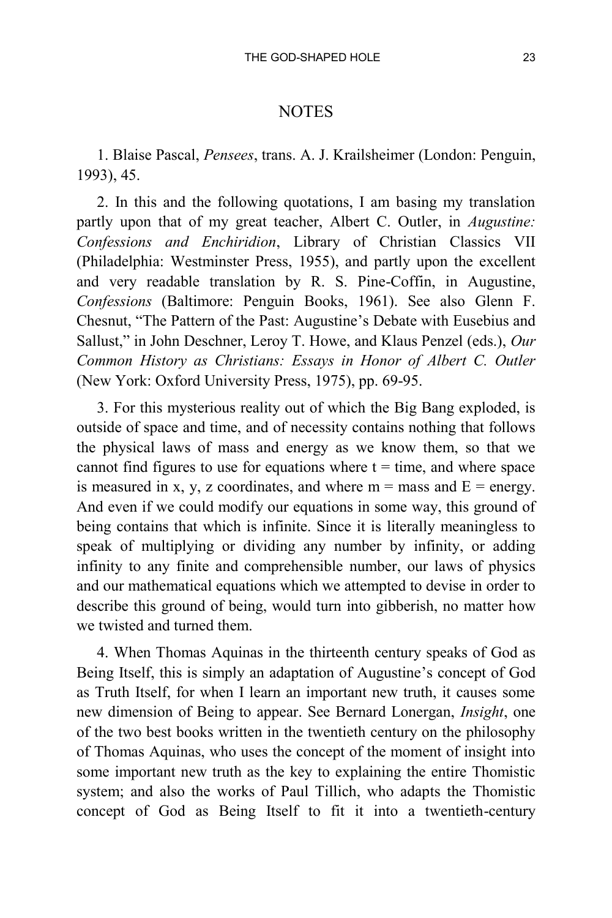## NOTES

1. Blaise Pascal, *Pensees*, trans. A. J. Krailsheimer (London: Penguin, 1993), 45.

2. In this and the following quotations, I am basing my translation partly upon that of my great teacher, Albert C. Outler, in *Augustine: Confessions and Enchiridion*, Library of Christian Classics VII (Philadelphia: Westminster Press, 1955), and partly upon the excellent and very readable translation by R. S. Pine-Coffin, in Augustine, *Confessions* (Baltimore: Penguin Books, 1961). See also Glenn F. Chesnut, "The Pattern of the Past: Augustine's Debate with Eusebius and Sallust," in John Deschner, Leroy T. Howe, and Klaus Penzel (eds.), *Our Common History as Christians: Essays in Honor of Albert C. Outler* (New York: Oxford University Press, 1975), pp. 69-95.

3. For this mysterious reality out of which the Big Bang exploded, is outside of space and time, and of necessity contains nothing that follows the physical laws of mass and energy as we know them, so that we cannot find figures to use for equations where $t$ = time, and where space is measured in $x$, $y$, $z$ coordinates, and where $m$ = mass and $E$ = energy. And even if we could modify our equations in some way, this ground of being contains that which is infinite. Since it is literally meaningless to speak of multiplying or dividing any number by infinity, or adding infinity to any finite and comprehensible number, our laws of physics and our mathematical equations which we attempted to devise in order to describe this ground of being, would turn into gibberish, no matter how we twisted and turned them.

4. When Thomas Aquinas in the thirteenth century speaks of God as Being Itself, this is simply an adaptation of Augustine's concept of God as Truth Itself, for when I learn an important new truth, it causes some new dimension of Being to appear. See Bernard Lonergan, *Insight*, one of the two best books written in the twentieth century on the philosophy of Thomas Aquinas, who uses the concept of the moment of insight into some important new truth as the key to explaining the entire Thomistic system; and also the works of Paul Tillich, who adapts the Thomistic concept of God as Being Itself to fit it into a twentieth-century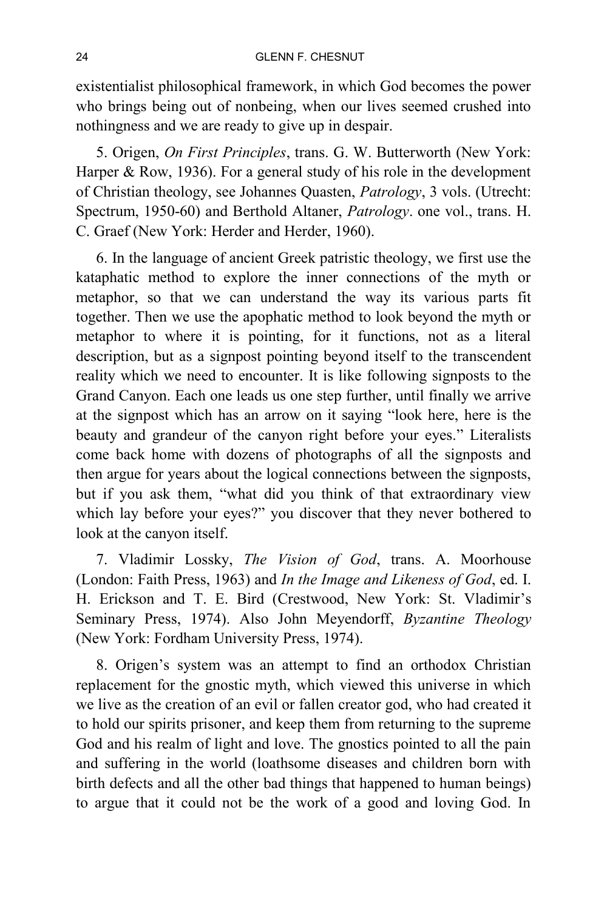existentialist philosophical framework, in which God becomes the power who brings being out of nonbeing, when our lives seemed crushed into nothingness and we are ready to give up in despair.

5. Origen, *On First Principles*, trans. G. W. Butterworth (New York: Harper & Row, 1936). For a general study of his role in the development of Christian theology, see Johannes Quasten, *Patrology*, 3 vols. (Utrecht: Spectrum, 1950-60) and Berthold Altaner, *Patrology*. one vol., trans. H. C. Graef (New York: Herder and Herder, 1960).

6. In the language of ancient Greek patristic theology, we first use the kataphatic method to explore the inner connections of the myth or metaphor, so that we can understand the way its various parts fit together. Then we use the apophatic method to look beyond the myth or metaphor to where it is pointing, for it functions, not as a literal description, but as a signpost pointing beyond itself to the transcendent reality which we need to encounter. It is like following signposts to the Grand Canyon. Each one leads us one step further, until finally we arrive at the signpost which has an arrow on it saying "look here, here is the beauty and grandeur of the canyon right before your eyes." Literalists come back home with dozens of photographs of all the signposts and then argue for years about the logical connections between the signposts, but if you ask them, "what did you think of that extraordinary view which lay before your eyes?" you discover that they never bothered to look at the canyon itself.

7. Vladimir Lossky, *The Vision of God*, trans. A. Moorhouse (London: Faith Press, 1963) and *In the Image and Likeness of God*, ed. I. H. Erickson and T. E. Bird (Crestwood, New York: St. Vladimir's Seminary Press, 1974). Also John Meyendorff, *Byzantine Theology* (New York: Fordham University Press, 1974).

8. Origen's system was an attempt to find an orthodox Christian replacement for the gnostic myth, which viewed this universe in which we live as the creation of an evil or fallen creator god, who had created it to hold our spirits prisoner, and keep them from returning to the supreme God and his realm of light and love. The gnostics pointed to all the pain and suffering in the world (loathsome diseases and children born with birth defects and all the other bad things that happened to human beings) to argue that it could not be the work of a good and loving God. In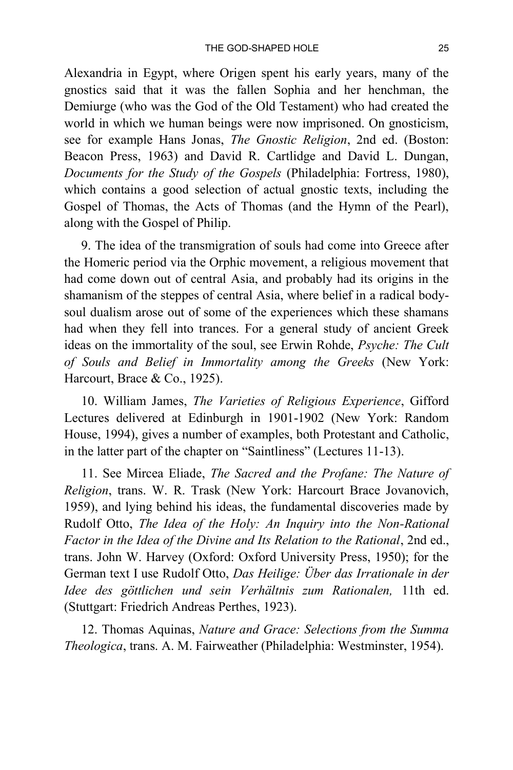Alexandria in Egypt, where Origen spent his early years, many of the gnostics said that it was the fallen Sophia and her henchman, the Demiurge (who was the God of the Old Testament) who had created the world in which we human beings were now imprisoned. On gnosticism, see for example Hans Jonas, *The Gnostic Religion*, 2nd ed. (Boston: Beacon Press, 1963) and David R. Cartlidge and David L. Dungan, *Documents for the Study of the Gospels* (Philadelphia: Fortress, 1980), which contains a good selection of actual gnostic texts, including the Gospel of Thomas, the Acts of Thomas (and the Hymn of the Pearl), along with the Gospel of Philip.

9. The idea of the transmigration of souls had come into Greece after the Homeric period via the Orphic movement, a religious movement that had come down out of central Asia, and probably had its origins in the shamanism of the steppes of central Asia, where belief in a radical body-soul dualism arose out of some of the experiences which these shamans had when they fell into trances. For a general study of ancient Greek ideas on the immortality of the soul, see Erwin Rohde, *Psyche: The Cult of Souls and Belief in Immortality among the Greeks* (New York: Harcourt, Brace & Co., 1925).

10. William James, *The Varieties of Religious Experience*, Gifford Lectures delivered at Edinburgh in 1901-1902 (New York: Random House, 1994), gives a number of examples, both Protestant and Catholic, in the latter part of the chapter on "Saintliness" (Lectures 11-13).

11. See Mircea Eliade, *The Sacred and the Profane: The Nature of Religion*, trans. W. R. Trask (New York: Harcourt Brace Jovanovich, 1959), and lying behind his ideas, the fundamental discoveries made by Rudolf Otto, *The Idea of the Holy: An Inquiry into the Non-Rational Factor in the Idea of the Divine and Its Relation to the Rational*, 2nd ed., trans. John W. Harvey (Oxford: Oxford University Press, 1950); for the German text I use Rudolf Otto, *Das Heilige: Über das Irrationale in der Idee des göttlichen und sein Verhältnis zum Rationalen,* 11th ed. (Stuttgart: Friedrich Andreas Perthes, 1923).

12. Thomas Aquinas, *Nature and Grace: Selections from the Summa Theologica*, trans. A. M. Fairweather (Philadelphia: Westminster, 1954).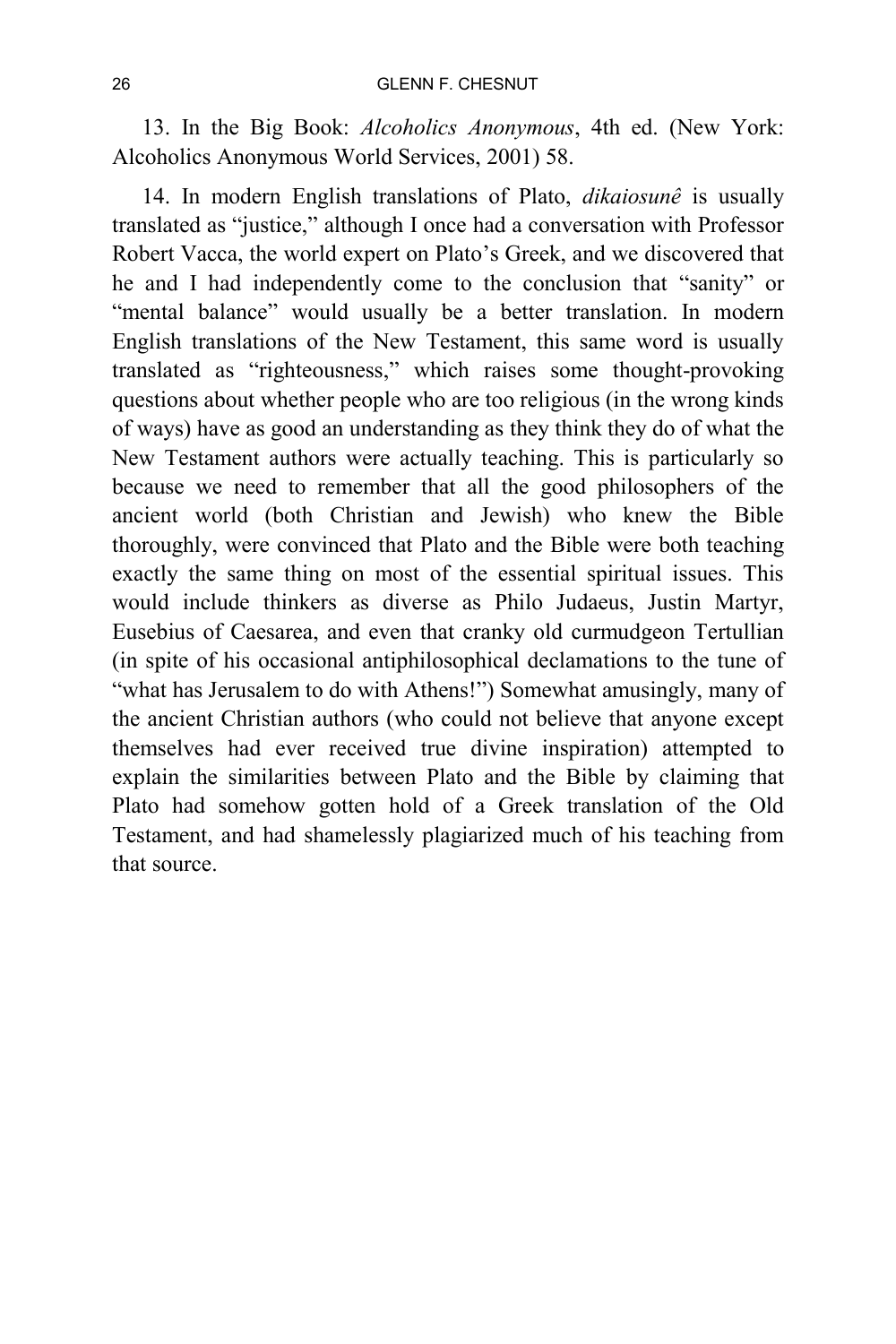13. In the Big Book: *Alcoholics Anonymous*, 4th ed. (New York: Alcoholics Anonymous World Services, 2001) 58.

14. In modern English translations of Plato, *dikaiosunê* is usually translated as "justice," although I once had a conversation with Professor Robert Vacca, the world expert on Plato's Greek, and we discovered that he and I had independently come to the conclusion that "sanity" or "mental balance" would usually be a better translation. In modern English translations of the New Testament, this same word is usually translated as "righteousness," which raises some thought-provoking questions about whether people who are too religious (in the wrong kinds of ways) have as good an understanding as they think they do of what the New Testament authors were actually teaching. This is particularly so because we need to remember that all the good philosophers of the ancient world (both Christian and Jewish) who knew the Bible thoroughly, were convinced that Plato and the Bible were both teaching exactly the same thing on most of the essential spiritual issues. This would include thinkers as diverse as Philo Judaeus, Justin Martyr, Eusebius of Caesarea, and even that cranky old curmudgeon Tertullian (in spite of his occasional antiphilosophical declamations to the tune of "what has Jerusalem to do with Athens!") Somewhat amusingly, many of the ancient Christian authors (who could not believe that anyone except themselves had ever received true divine inspiration) attempted to explain the similarities between Plato and the Bible by claiming that Plato had somehow gotten hold of a Greek translation of the Old Testament, and had shamelessly plagiarized much of his teaching from that source.